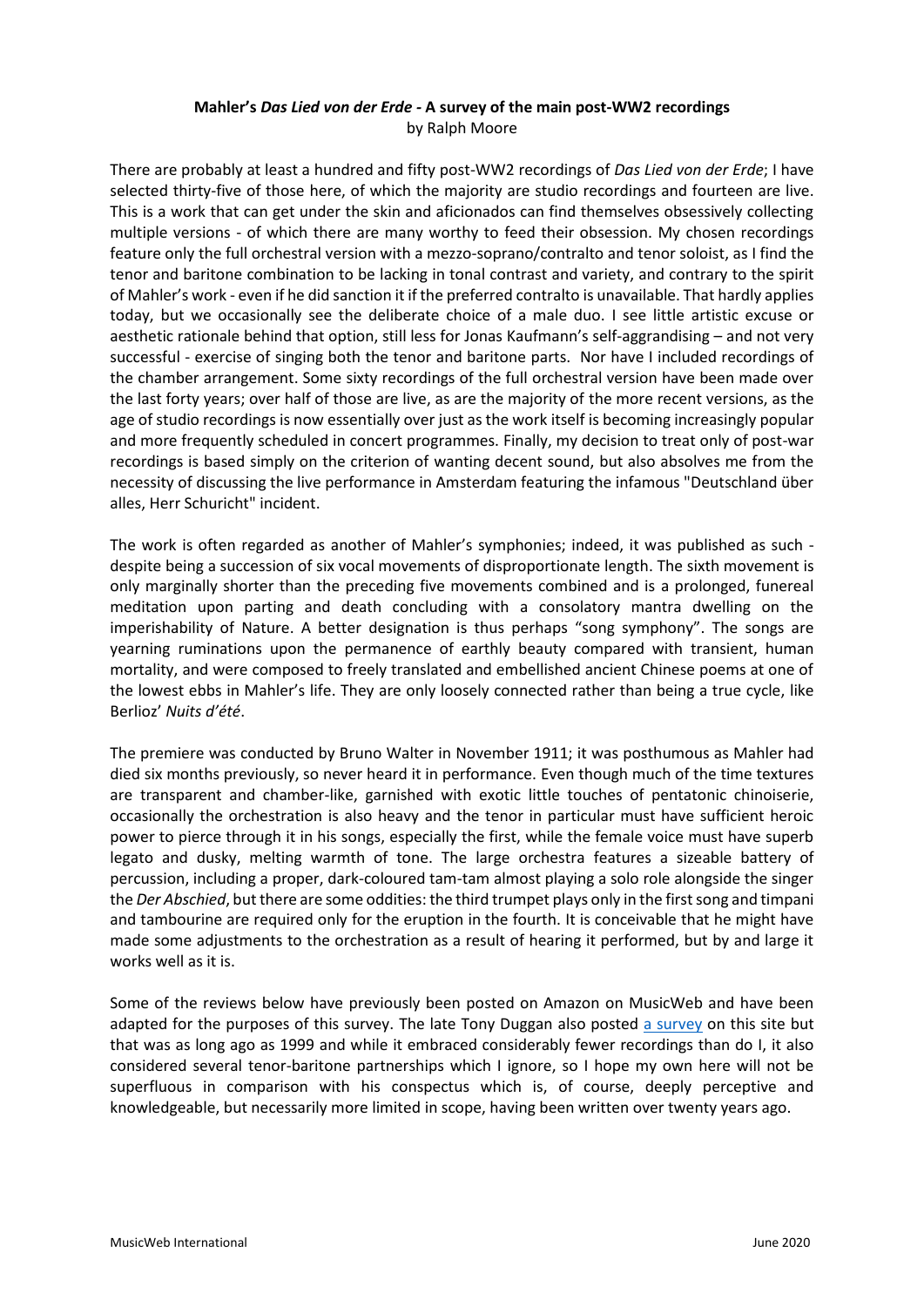# Mahler's *Das Lied von der Erde* - A survey of the main post-WW2 recordings

by Ralph Moore

There are probably at least a hundred and fifty post-WW2 recordings of *Das Lied von der Erde*; I have selected thirty-five of those here, of which the majority are studio recordings and fourteen are live. This is a work that can get under the skin and aficionados can find themselves obsessively collecting multiple versions - of which there are many worthy to feed their obsession. My chosen recordings feature only the full orchestral version with a mezzo-soprano/contralto and tenor soloist, as I find the tenor and baritone combination to be lacking in tonal contrast and variety, and contrary to the spirit of Mahler's work - even if he did sanction it if the preferred contralto is unavailable. That hardly applies today, but we occasionally see the deliberate choice of a male duo. I see little artistic excuse or aesthetic rationale behind that option, still less for Jonas Kaufmann's self-aggrandising – and not very successful - exercise of singing both the tenor and baritone parts. Nor have I included recordings of the chamber arrangement. Some sixty recordings of the full orchestral version have been made over the last forty years; over half of those are live, as are the majority of the more recent versions, as the age of studio recordings is now essentially over just as the work itself is becoming increasingly popular and more frequently scheduled in concert programmes. Finally, my decision to treat only of post-war recordings is based simply on the criterion of wanting decent sound, but also absolves me from the necessity of discussing the live performance in Amsterdam featuring the infamous "Deutschland über alles, Herr Schuricht" incident.

The work is often regarded as another of Mahler's symphonies; indeed, it was published as such - despite being a succession of six vocal movements of disproportionate length. The sixth movement is only marginally shorter than the preceding five movements combined and is a prolonged, funereal meditation upon parting and death concluding with a consolatory mantra dwelling on the imperishability of Nature. A better designation is thus perhaps "song symphony". The songs are yearning ruminations upon the permanence of earthly beauty compared with transient, human mortality, and were composed to freely translated and embellished ancient Chinese poems at one of the lowest ebbs in Mahler's life. They are only loosely connected rather than being a true cycle, like Berlioz' *Nuits d'été*.

The premiere was conducted by Bruno Walter in November 1911; it was posthumous as Mahler had died six months previously, so never heard it in performance. Even though much of the time textures are transparent and chamber-like, garnished with exotic little touches of pentatonic chinoiserie, occasionally the orchestration is also heavy and the tenor in particular must have sufficient heroic power to pierce through it in his songs, especially the first, while the female voice must have superb legato and dusky, melting warmth of tone. The large orchestra features a sizeable battery of percussion, including a proper, dark-coloured tam-tam almost playing a solo role alongside the singer the *Der Abschied*, but there are some oddities: the third trumpet plays only in the first song and timpani and tambourine are required only for the eruption in the fourth. It is conceivable that he might have made some adjustments to the orchestration as a result of hearing it performed, but by and large it works well as it is.

Some of the reviews below have previously been posted on Amazon on MusicWeb and have been adapted for the purposes of this survey. The late Tony Duggan also posted a survey on this site but that was as long ago as 1999 and while it embraced considerably fewer recordings than do I, it also considered several tenor-baritone partnerships which I ignore, so I hope my own here will not be superfluous in comparison with his conspectus which is, of course, deeply perceptive and knowledgeable, but necessarily more limited in scope, having been written over twenty years ago.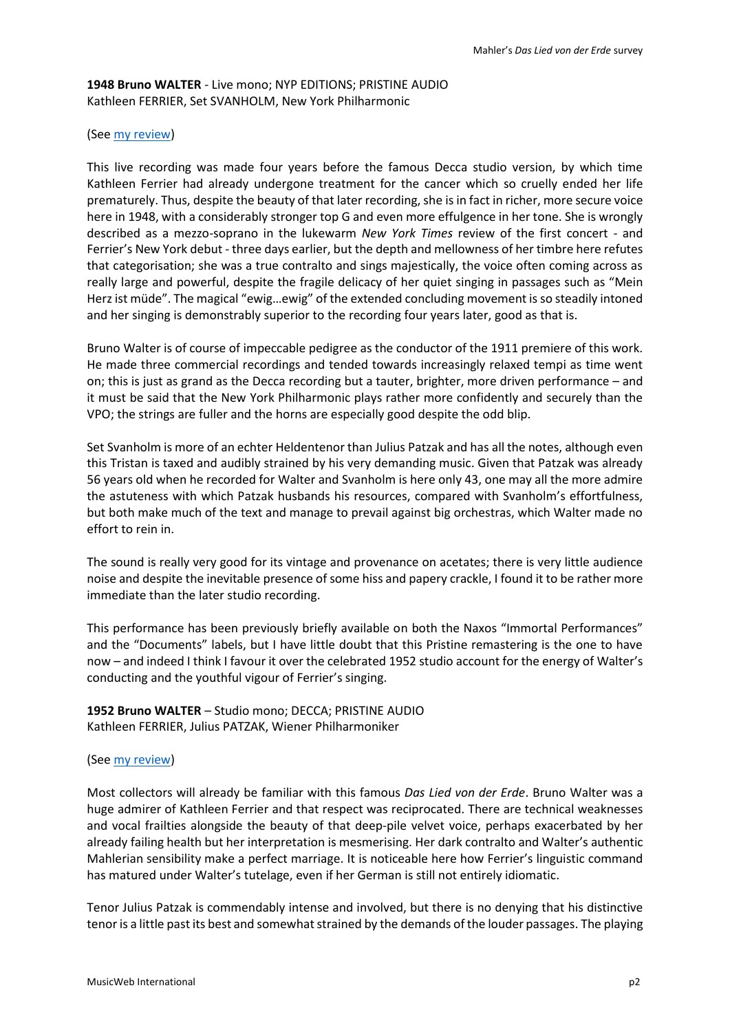**1948 Bruno WALTER** - Live mono; NYP EDITIONS; PRISTINE AUDIO
Kathleen FERRIER, Set SVANHOLM, New York Philharmonic

(See my review)

This live recording was made four years before the famous Decca studio version, by which time Kathleen Ferrier had already undergone treatment for the cancer which so cruelly ended her life prematurely. Thus, despite the beauty of that later recording, she is in fact in richer, more secure voice here in 1948, with a considerably stronger top G and even more effulgence in her tone. She is wrongly described as a mezzo-soprano in the lukewarm *New York Times* review of the first concert - and Ferrier's New York debut - three days earlier, but the depth and mellowness of her timbre here refutes that categorisation; she was a true contralto and sings majestically, the voice often coming across as really large and powerful, despite the fragile delicacy of her quiet singing in passages such as "Mein Herz ist müde". The magical "ewig…ewig" of the extended concluding movement is so steadily intoned and her singing is demonstrably superior to the recording four years later, good as that is.

Bruno Walter is of course of impeccable pedigree as the conductor of the 1911 premiere of this work. He made three commercial recordings and tended towards increasingly relaxed tempi as time went on; this is just as grand as the Decca recording but a tauter, brighter, more driven performance – and it must be said that the New York Philharmonic plays rather more confidently and securely than the VPO; the strings are fuller and the horns are especially good despite the odd blip.

Set Svanholm is more of an echter Heldentenor than Julius Patzak and has all the notes, although even this Tristan is taxed and audibly strained by his very demanding music. Given that Patzak was already 56 years old when he recorded for Walter and Svanholm is here only 43, one may all the more admire the astuteness with which Patzak husbands his resources, compared with Svanholm's effortfulness, but both make much of the text and manage to prevail against big orchestras, which Walter made no effort to rein in.

The sound is really very good for its vintage and provenance on acetates; there is very little audience noise and despite the inevitable presence of some hiss and papery crackle, I found it to be rather more immediate than the later studio recording.

This performance has been previously briefly available on both the Naxos "Immortal Performances" and the "Documents" labels, but I have little doubt that this Pristine remastering is the one to have now – and indeed I think I favour it over the celebrated 1952 studio account for the energy of Walter's conducting and the youthful vigour of Ferrier's singing.

**1952 Bruno WALTER** – Studio mono; DECCA; PRISTINE AUDIO
Kathleen FERRIER, Julius PATZAK, Wiener Philharmoniker

(See my review)

Most collectors will already be familiar with this famous *Das Lied von der Erde*. Bruno Walter was a huge admirer of Kathleen Ferrier and that respect was reciprocated. There are technical weaknesses and vocal frailties alongside the beauty of that deep-pile velvet voice, perhaps exacerbated by her already failing health but her interpretation is mesmerising. Her dark contralto and Walter's authentic Mahlerian sensibility make a perfect marriage. It is noticeable here how Ferrier's linguistic command has matured under Walter's tutelage, even if her German is still not entirely idiomatic.

Tenor Julius Patzak is commendably intense and involved, but there is no denying that his distinctive tenor is a little past its best and somewhat strained by the demands of the louder passages. The playing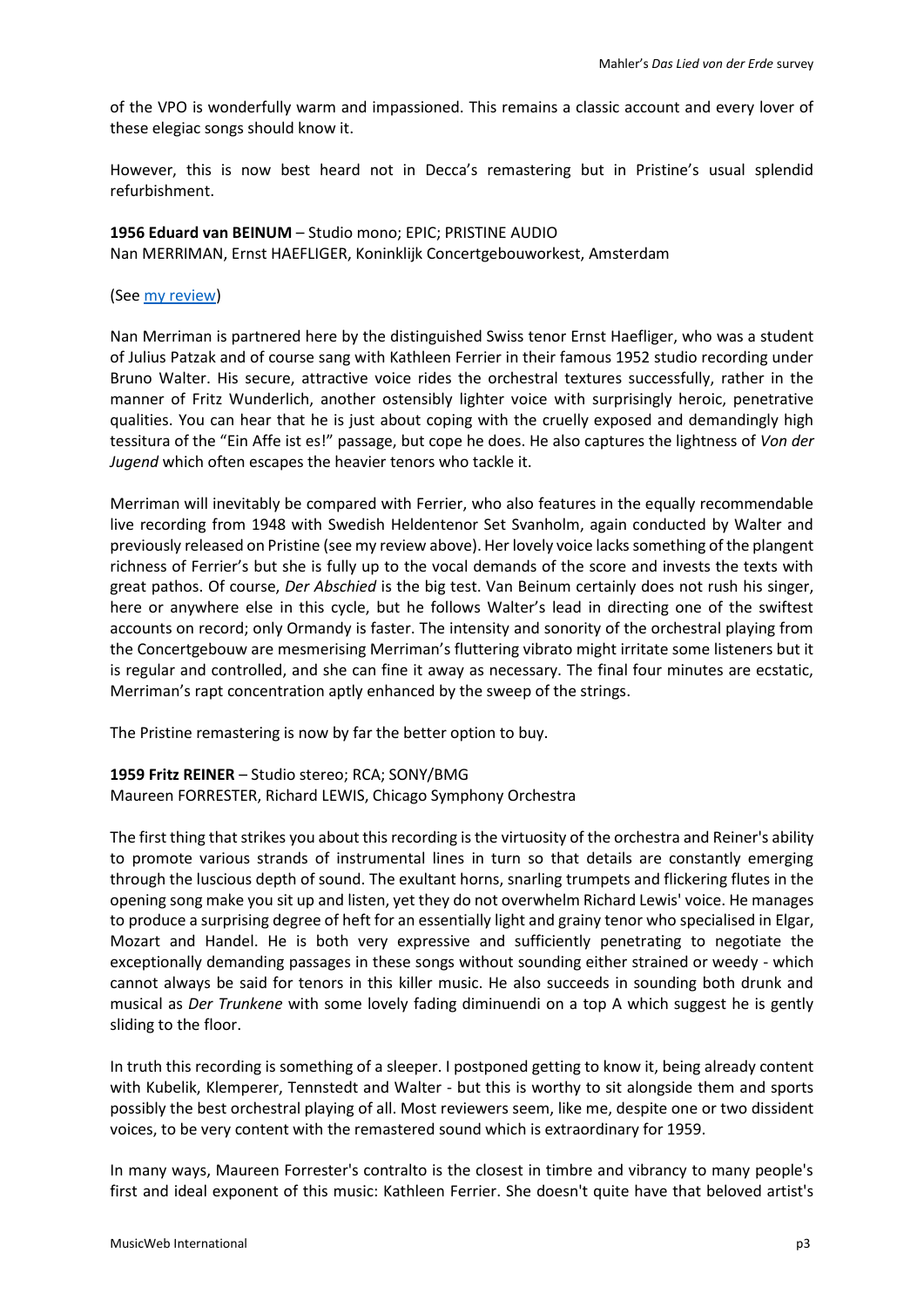of the VPO is wonderfully warm and impassioned. This remains a classic account and every lover of these elegiac songs should know it.

However, this is now best heard not in Decca's remastering but in Pristine's usual splendid refurbishment.

**1956 Eduard van BEINUM** – Studio mono; EPIC; PRISTINE AUDIO
Nan MERRIMAN, Ernst HAEFLIGER, Koninklijk Concertgebouworkest, Amsterdam

(See my review)

Nan Merriman is partnered here by the distinguished Swiss tenor Ernst Haefliger, who was a student of Julius Patzak and of course sang with Kathleen Ferrier in their famous 1952 studio recording under Bruno Walter. His secure, attractive voice rides the orchestral textures successfully, rather in the manner of Fritz Wunderlich, another ostensibly lighter voice with surprisingly heroic, penetrative qualities. You can hear that he is just about coping with the cruelly exposed and demandingly high tessitura of the "Ein Affe ist es!" passage, but cope he does. He also captures the lightness of *Von der Jugend* which often escapes the heavier tenors who tackle it.

Merriman will inevitably be compared with Ferrier, who also features in the equally recommendable live recording from 1948 with Swedish Heldentenor Set Svanholm, again conducted by Walter and previously released on Pristine (see my review above). Her lovely voice lacks something of the plangent richness of Ferrier's but she is fully up to the vocal demands of the score and invests the texts with great pathos. Of course, *Der Abschied* is the big test. Van Beinum certainly does not rush his singer, here or anywhere else in this cycle, but he follows Walter's lead in directing one of the swiftest accounts on record; only Ormandy is faster. The intensity and sonority of the orchestral playing from the Concertgebouw are mesmerising Merriman's fluttering vibrato might irritate some listeners but it is regular and controlled, and she can fine it away as necessary. The final four minutes are ecstatic, Merriman's rapt concentration aptly enhanced by the sweep of the strings.

The Pristine remastering is now by far the better option to buy.

**1959 Fritz REINER** – Studio stereo; RCA; SONY/BMG
Maureen FORRESTER, Richard LEWIS, Chicago Symphony Orchestra

The first thing that strikes you about this recording is the virtuosity of the orchestra and Reiner's ability to promote various strands of instrumental lines in turn so that details are constantly emerging through the luscious depth of sound. The exultant horns, snarling trumpets and flickering flutes in the opening song make you sit up and listen, yet they do not overwhelm Richard Lewis' voice. He manages to produce a surprising degree of heft for an essentially light and grainy tenor who specialised in Elgar, Mozart and Handel. He is both very expressive and sufficiently penetrating to negotiate the exceptionally demanding passages in these songs without sounding either strained or weedy - which cannot always be said for tenors in this killer music. He also succeeds in sounding both drunk and musical as *Der Trunkene* with some lovely fading diminuendi on a top A which suggest he is gently sliding to the floor.

In truth this recording is something of a sleeper. I postponed getting to know it, being already content with Kubelik, Klemperer, Tennstedt and Walter - but this is worthy to sit alongside them and sports possibly the best orchestral playing of all. Most reviewers seem, like me, despite one or two dissident voices, to be very content with the remastered sound which is extraordinary for 1959.

In many ways, Maureen Forrester's contralto is the closest in timbre and vibrancy to many people's first and ideal exponent of this music: Kathleen Ferrier. She doesn't quite have that beloved artist's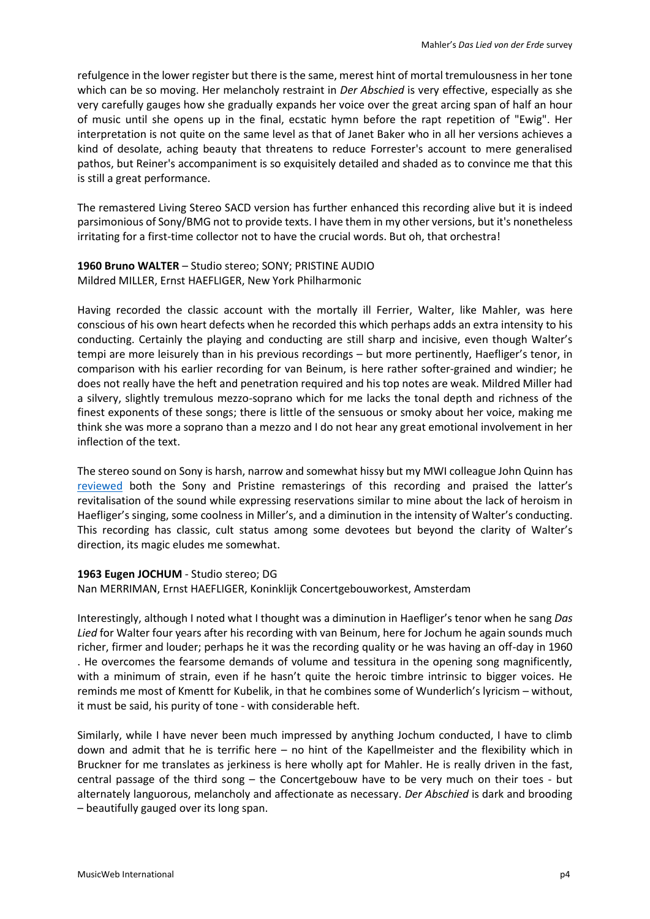refulgence in the lower register but there is the same, merest hint of mortal tremulousness in her tone which can be so moving. Her melancholy restraint in *Der Abschied* is very effective, especially as she very carefully gauges how she gradually expands her voice over the great arcing span of half an hour of music until she opens up in the final, ecstatic hymn before the rapt repetition of "Ewig". Her interpretation is not quite on the same level as that of Janet Baker who in all her versions achieves a kind of desolate, aching beauty that threatens to reduce Forrester's account to mere generalised pathos, but Reiner's accompaniment is so exquisitely detailed and shaded as to convince me that this is still a great performance.

The remastered Living Stereo SACD version has further enhanced this recording alive but it is indeed parsimonious of Sony/BMG not to provide texts. I have them in my other versions, but it's nonetheless irritating for a first-time collector not to have the crucial words. But oh, that orchestra!

**1960 Bruno WALTER** – Studio stereo; SONY; PRISTINE AUDIO
Mildred MILLER, Ernst HAEFLIGER, New York Philharmonic

Having recorded the classic account with the mortally ill Ferrier, Walter, like Mahler, was here conscious of his own heart defects when he recorded this which perhaps adds an extra intensity to his conducting. Certainly the playing and conducting are still sharp and incisive, even though Walter's tempi are more leisurely than in his previous recordings – but more pertinently, Haefliger's tenor, in comparison with his earlier recording for van Beinum, is here rather softer-grained and windier; he does not really have the heft and penetration required and his top notes are weak. Mildred Miller had a silvery, slightly tremulous mezzo-soprano which for me lacks the tonal depth and richness of the finest exponents of these songs; there is little of the sensuous or smoky about her voice, making me think she was more a soprano than a mezzo and I do not hear any great emotional involvement in her inflection of the text.

The stereo sound on Sony is harsh, narrow and somewhat hissy but my MWI colleague John Quinn has reviewed both the Sony and Pristine remasterings of this recording and praised the latter's revitalisation of the sound while expressing reservations similar to mine about the lack of heroism in Haefliger's singing, some coolness in Miller's, and a diminution in the intensity of Walter's conducting. This recording has classic, cult status among some devotees but beyond the clarity of Walter's direction, its magic eludes me somewhat.

**1963 Eugen JOCHUM** - Studio stereo; DG
Nan MERRIMAN, Ernst HAEFLIGER, Koninklijk Concertgebouworkest, Amsterdam

Interestingly, although I noted what I thought was a diminution in Haefliger's tenor when he sang *Das Lied* for Walter four years after his recording with van Beinum, here for Jochum he again sounds much richer, firmer and louder; perhaps he it was the recording quality or he was having an off-day in 1960 . He overcomes the fearsome demands of volume and tessitura in the opening song magnificently, with a minimum of strain, even if he hasn't quite the heroic timbre intrinsic to bigger voices. He reminds me most of Kmentt for Kubelik, in that he combines some of Wunderlich's lyricism – without, it must be said, his purity of tone - with considerable heft.

Similarly, while I have never been much impressed by anything Jochum conducted, I have to climb down and admit that he is terrific here – no hint of the Kapellmeister and the flexibility which in Bruckner for me translates as jerkiness is here wholly apt for Mahler. He is really driven in the fast, central passage of the third song – the Concertgebouw have to be very much on their toes - but alternately languorous, melancholy and affectionate as necessary. *Der Abschied* is dark and brooding – beautifully gauged over its long span.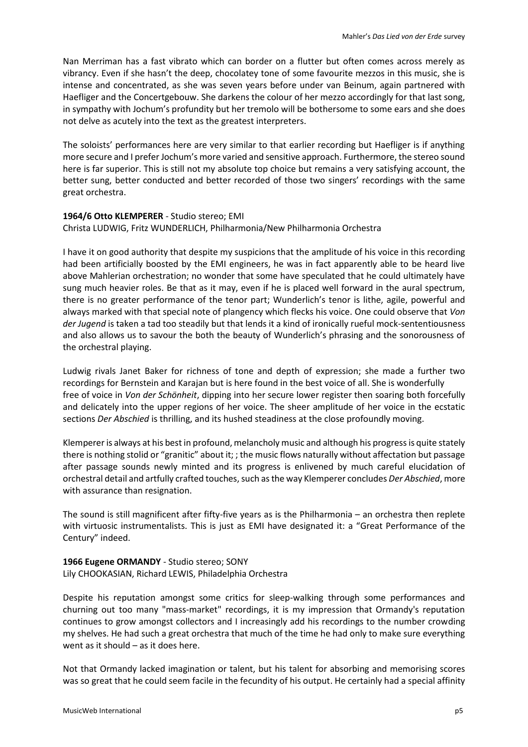Nan Merriman has a fast vibrato which can border on a flutter but often comes across merely as vibrancy. Even if she hasn't the deep, chocolatey tone of some favourite mezzos in this music, she is intense and concentrated, as she was seven years before under van Beinum, again partnered with Haefliger and the Concertgebouw. She darkens the colour of her mezzo accordingly for that last song, in sympathy with Jochum's profundity but her tremolo will be bothersome to some ears and she does not delve as acutely into the text as the greatest interpreters.

The soloists' performances here are very similar to that earlier recording but Haefliger is if anything more secure and I prefer Jochum's more varied and sensitive approach. Furthermore, the stereo sound here is far superior. This is still not my absolute top choice but remains a very satisfying account, the better sung, better conducted and better recorded of those two singers' recordings with the same great orchestra.

**1964/6 Otto KLEMPERER** - Studio stereo; EMI
Christa LUDWIG, Fritz WUNDERLICH, Philharmonia/New Philharmonia Orchestra

I have it on good authority that despite my suspicions that the amplitude of his voice in this recording had been artificially boosted by the EMI engineers, he was in fact apparently able to be heard live above Mahlerian orchestration; no wonder that some have speculated that he could ultimately have sung much heavier roles. Be that as it may, even if he is placed well forward in the aural spectrum, there is no greater performance of the tenor part; Wunderlich's tenor is lithe, agile, powerful and always marked with that special note of plangency which flecks his voice. One could observe that *Von der Jugend* is taken a tad too steadily but that lends it a kind of ironically rueful mock-sententiousness and also allows us to savour the both the beauty of Wunderlich's phrasing and the sonorousness of the orchestral playing.

Ludwig rivals Janet Baker for richness of tone and depth of expression; she made a further two recordings for Bernstein and Karajan but is here found in the best voice of all. She is wonderfully free of voice in *Von der Schönheit*, dipping into her secure lower register then soaring both forcefully and delicately into the upper regions of her voice. The sheer amplitude of her voice in the ecstatic sections *Der Abschied* is thrilling, and its hushed steadiness at the close profoundly moving.

Klemperer is always at his best in profound, melancholy music and although his progress is quite stately there is nothing stolid or "granitic" about it; ; the music flows naturally without affectation but passage after passage sounds newly minted and its progress is enlivened by much careful elucidation of orchestral detail and artfully crafted touches, such as the way Klemperer concludes *Der Abschied*, more with assurance than resignation.

The sound is still magnificent after fifty-five years as is the Philharmonia – an orchestra then replete with virtuosic instrumentalists. This is just as EMI have designated it: a "Great Performance of the Century" indeed.

**1966 Eugene ORMANDY** - Studio stereo; SONY
Lily CHOOKASIAN, Richard LEWIS, Philadelphia Orchestra

Despite his reputation amongst some critics for sleep-walking through some performances and churning out too many "mass-market" recordings, it is my impression that Ormandy's reputation continues to grow amongst collectors and I increasingly add his recordings to the number crowding my shelves. He had such a great orchestra that much of the time he had only to make sure everything went as it should – as it does here.

Not that Ormandy lacked imagination or talent, but his talent for absorbing and memorising scores was so great that he could seem facile in the fecundity of his output. He certainly had a special affinity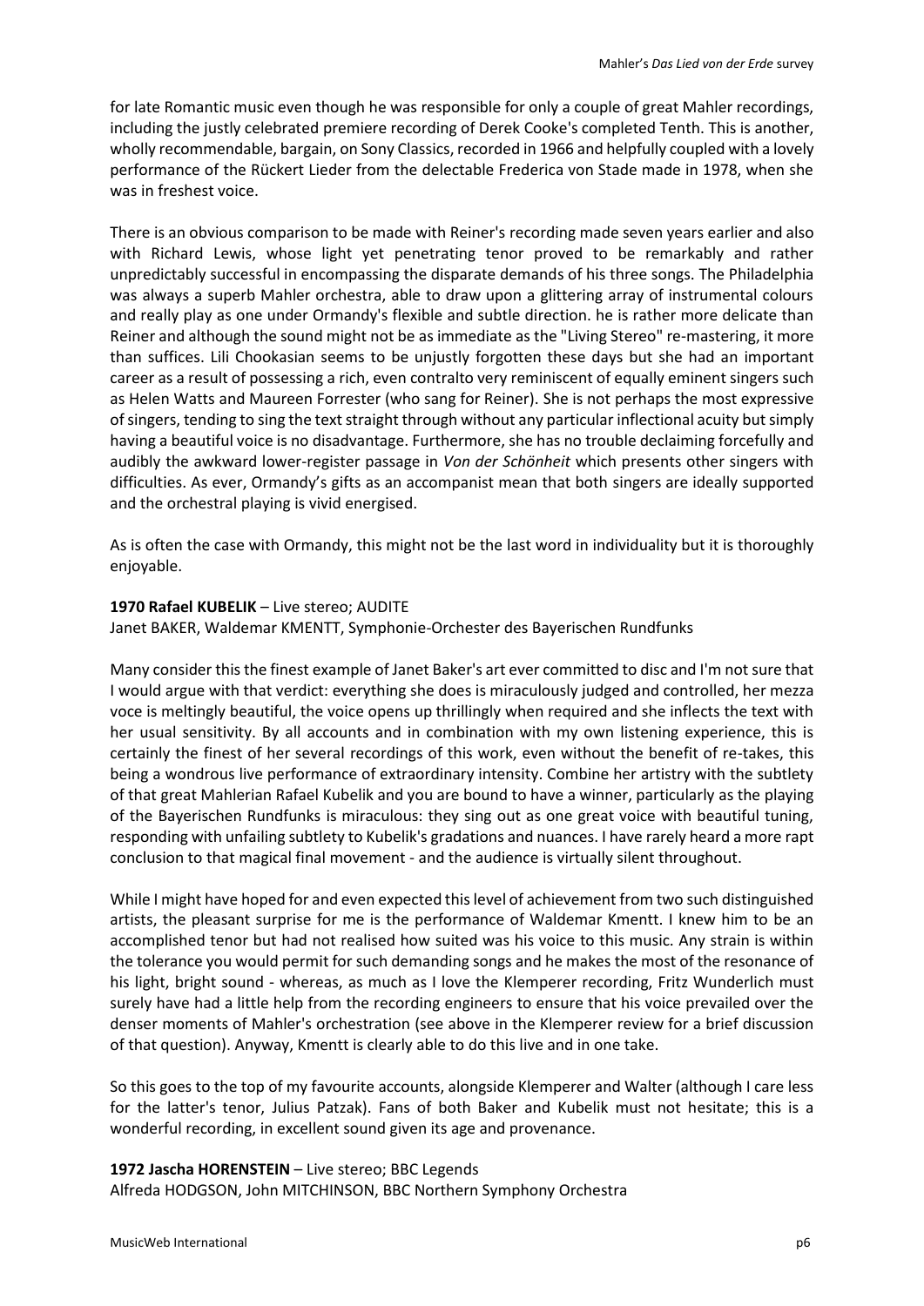for late Romantic music even though he was responsible for only a couple of great Mahler recordings, including the justly celebrated premiere recording of Derek Cooke's completed Tenth. This is another, wholly recommendable, bargain, on Sony Classics, recorded in 1966 and helpfully coupled with a lovely performance of the Rückert Lieder from the delectable Frederica von Stade made in 1978, when she was in freshest voice.

There is an obvious comparison to be made with Reiner's recording made seven years earlier and also with Richard Lewis, whose light yet penetrating tenor proved to be remarkably and rather unpredictably successful in encompassing the disparate demands of his three songs. The Philadelphia was always a superb Mahler orchestra, able to draw upon a glittering array of instrumental colours and really play as one under Ormandy's flexible and subtle direction. he is rather more delicate than Reiner and although the sound might not be as immediate as the "Living Stereo" re-mastering, it more than suffices. Lili Chookasian seems to be unjustly forgotten these days but she had an important career as a result of possessing a rich, even contralto very reminiscent of equally eminent singers such as Helen Watts and Maureen Forrester (who sang for Reiner). She is not perhaps the most expressive of singers, tending to sing the text straight through without any particular inflectional acuity but simply having a beautiful voice is no disadvantage. Furthermore, she has no trouble declaiming forcefully and audibly the awkward lower-register passage in *Von der Schönheit* which presents other singers with difficulties. As ever, Ormandy's gifts as an accompanist mean that both singers are ideally supported and the orchestral playing is vivid energised.

As is often the case with Ormandy, this might not be the last word in individuality but it is thoroughly enjoyable.

**1970 Rafael KUBELIK** – Live stereo; AUDITE
Janet BAKER, Waldemar KMENTT, Symphonie-Orchester des Bayerischen Rundfunks

Many consider this the finest example of Janet Baker's art ever committed to disc and I'm not sure that I would argue with that verdict: everything she does is miraculously judged and controlled, her mezza voce is meltingly beautiful, the voice opens up thrillingly when required and she inflects the text with her usual sensitivity. By all accounts and in combination with my own listening experience, this is certainly the finest of her several recordings of this work, even without the benefit of re-takes, this being a wondrous live performance of extraordinary intensity. Combine her artistry with the subtlety of that great Mahlerian Rafael Kubelik and you are bound to have a winner, particularly as the playing of the Bayerischen Rundfunks is miraculous: they sing out as one great voice with beautiful tuning, responding with unfailing subtlety to Kubelik's gradations and nuances. I have rarely heard a more rapt conclusion to that magical final movement - and the audience is virtually silent throughout.

While I might have hoped for and even expected this level of achievement from two such distinguished artists, the pleasant surprise for me is the performance of Waldemar Kmentt. I knew him to be an accomplished tenor but had not realised how suited was his voice to this music. Any strain is within the tolerance you would permit for such demanding songs and he makes the most of the resonance of his light, bright sound - whereas, as much as I love the Klemperer recording, Fritz Wunderlich must surely have had a little help from the recording engineers to ensure that his voice prevailed over the denser moments of Mahler's orchestration (see above in the Klemperer review for a brief discussion of that question). Anyway, Kmentt is clearly able to do this live and in one take.

So this goes to the top of my favourite accounts, alongside Klemperer and Walter (although I care less for the latter's tenor, Julius Patzak). Fans of both Baker and Kubelik must not hesitate; this is a wonderful recording, in excellent sound given its age and provenance.

**1972 Jascha HORENSTEIN** – Live stereo; BBC Legends
Alfreda HODGSON, John MITCHINSON, BBC Northern Symphony Orchestra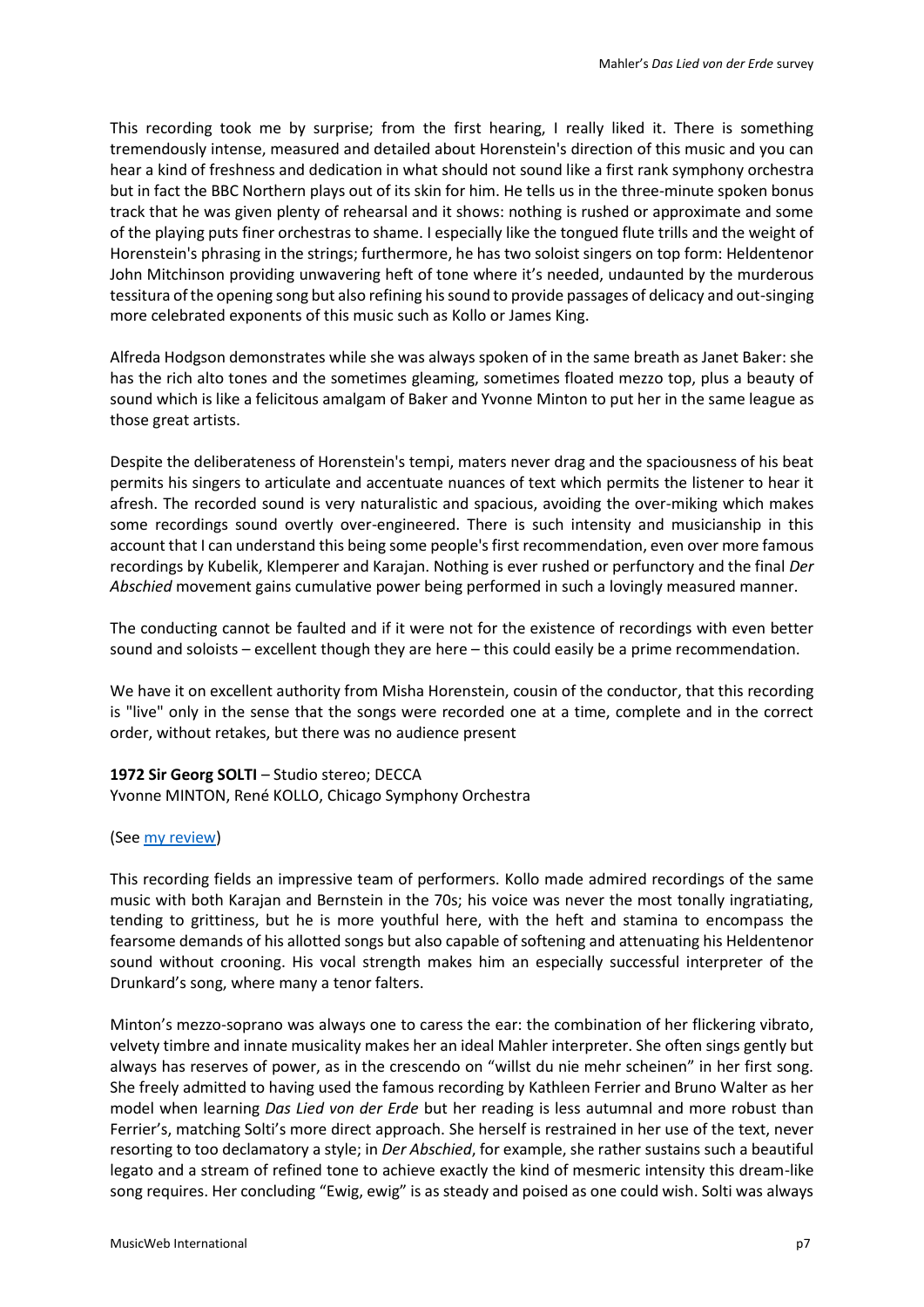This recording took me by surprise; from the first hearing, I really liked it. There is something tremendously intense, measured and detailed about Horenstein's direction of this music and you can hear a kind of freshness and dedication in what should not sound like a first rank symphony orchestra but in fact the BBC Northern plays out of its skin for him. He tells us in the three-minute spoken bonus track that he was given plenty of rehearsal and it shows: nothing is rushed or approximate and some of the playing puts finer orchestras to shame. I especially like the tongued flute trills and the weight of Horenstein's phrasing in the strings; furthermore, he has two soloist singers on top form: Heldentenor John Mitchinson providing unwavering heft of tone where it's needed, undaunted by the murderous tessitura of the opening song but also refining his sound to provide passages of delicacy and out-singing more celebrated exponents of this music such as Kollo or James King.

Alfreda Hodgson demonstrates while she was always spoken of in the same breath as Janet Baker: she has the rich alto tones and the sometimes gleaming, sometimes floated mezzo top, plus a beauty of sound which is like a felicitous amalgam of Baker and Yvonne Minton to put her in the same league as those great artists.

Despite the deliberateness of Horenstein's tempi, maters never drag and the spaciousness of his beat permits his singers to articulate and accentuate nuances of text which permits the listener to hear it afresh. The recorded sound is very naturalistic and spacious, avoiding the over-miking which makes some recordings sound overtly over-engineered. There is such intensity and musicianship in this account that I can understand this being some people's first recommendation, even over more famous recordings by Kubelik, Klemperer and Karajan. Nothing is ever rushed or perfunctory and the final *Der Abschied* movement gains cumulative power being performed in such a lovingly measured manner.

The conducting cannot be faulted and if it were not for the existence of recordings with even better sound and soloists – excellent though they are here – this could easily be a prime recommendation.

We have it on excellent authority from Misha Horenstein, cousin of the conductor, that this recording is "live" only in the sense that the songs were recorded one at a time, complete and in the correct order, without retakes, but there was no audience present

**1972 Sir Georg SOLTI** – Studio stereo; DECCA
Yvonne MINTON, René KOLLO, Chicago Symphony Orchestra

(See my review)

This recording fields an impressive team of performers. Kollo made admired recordings of the same music with both Karajan and Bernstein in the 70s; his voice was never the most tonally ingratiating, tending to grittiness, but he is more youthful here, with the heft and stamina to encompass the fearsome demands of his allotted songs but also capable of softening and attenuating his Heldentenor sound without crooning. His vocal strength makes him an especially successful interpreter of the Drunkard's song, where many a tenor falters.

Minton's mezzo-soprano was always one to caress the ear: the combination of her flickering vibrato, velvety timbre and innate musicality makes her an ideal Mahler interpreter. She often sings gently but always has reserves of power, as in the crescendo on "willst du nie mehr scheinen" in her first song. She freely admitted to having used the famous recording by Kathleen Ferrier and Bruno Walter as her model when learning *Das Lied von der Erde* but her reading is less autumnal and more robust than Ferrier's, matching Solti's more direct approach. She herself is restrained in her use of the text, never resorting to too declamatory a style; in *Der Abschied*, for example, she rather sustains such a beautiful legato and a stream of refined tone to achieve exactly the kind of mesmeric intensity this dream-like song requires. Her concluding "Ewig, ewig" is as steady and poised as one could wish. Solti was always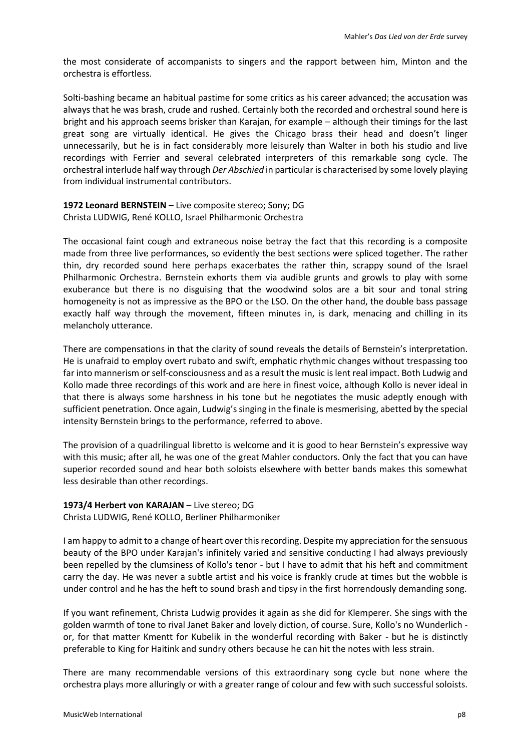the most considerate of accompanists to singers and the rapport between him, Minton and the orchestra is effortless.

Solti-bashing became an habitual pastime for some critics as his career advanced; the accusation was always that he was brash, crude and rushed. Certainly both the recorded and orchestral sound here is bright and his approach seems brisker than Karajan, for example – although their timings for the last great song are virtually identical. He gives the Chicago brass their head and doesn't linger unnecessarily, but he is in fact considerably more leisurely than Walter in both his studio and live recordings with Ferrier and several celebrated interpreters of this remarkable song cycle. The orchestral interlude half way through *Der Abschied* in particular is characterised by some lovely playing from individual instrumental contributors.

**1972 Leonard BERNSTEIN** – Live composite stereo; Sony; DG
Christa LUDWIG, René KOLLO, Israel Philharmonic Orchestra

The occasional faint cough and extraneous noise betray the fact that this recording is a composite made from three live performances, so evidently the best sections were spliced together. The rather thin, dry recorded sound here perhaps exacerbates the rather thin, scrappy sound of the Israel Philharmonic Orchestra. Bernstein exhorts them via audible grunts and growls to play with some exuberance but there is no disguising that the woodwind solos are a bit sour and tonal string homogeneity is not as impressive as the BPO or the LSO. On the other hand, the double bass passage exactly half way through the movement, fifteen minutes in, is dark, menacing and chilling in its melancholy utterance.

There are compensations in that the clarity of sound reveals the details of Bernstein's interpretation. He is unafraid to employ overt rubato and swift, emphatic rhythmic changes without trespassing too far into mannerism or self-consciousness and as a result the music is lent real impact. Both Ludwig and Kollo made three recordings of this work and are here in finest voice, although Kollo is never ideal in that there is always some harshness in his tone but he negotiates the music adeptly enough with sufficient penetration. Once again, Ludwig's singing in the finale is mesmerising, abetted by the special intensity Bernstein brings to the performance, referred to above.

The provision of a quadrilingual libretto is welcome and it is good to hear Bernstein's expressive way with this music; after all, he was one of the great Mahler conductors. Only the fact that you can have superior recorded sound and hear both soloists elsewhere with better bands makes this somewhat less desirable than other recordings.

**1973/4 Herbert von KARAJAN** – Live stereo; DG
Christa LUDWIG, René KOLLO, Berliner Philharmoniker

I am happy to admit to a change of heart over this recording. Despite my appreciation for the sensuous beauty of the BPO under Karajan's infinitely varied and sensitive conducting I had always previously been repelled by the clumsiness of Kollo's tenor - but I have to admit that his heft and commitment carry the day. He was never a subtle artist and his voice is frankly crude at times but the wobble is under control and he has the heft to sound brash and tipsy in the first horrendously demanding song.

If you want refinement, Christa Ludwig provides it again as she did for Klemperer. She sings with the golden warmth of tone to rival Janet Baker and lovely diction, of course. Sure, Kollo's no Wunderlich - or, for that matter Kmentt for Kubelik in the wonderful recording with Baker - but he is distinctly preferable to King for Haitink and sundry others because he can hit the notes with less strain.

There are many recommendable versions of this extraordinary song cycle but none where the orchestra plays more alluringly or with a greater range of colour and few with such successful soloists.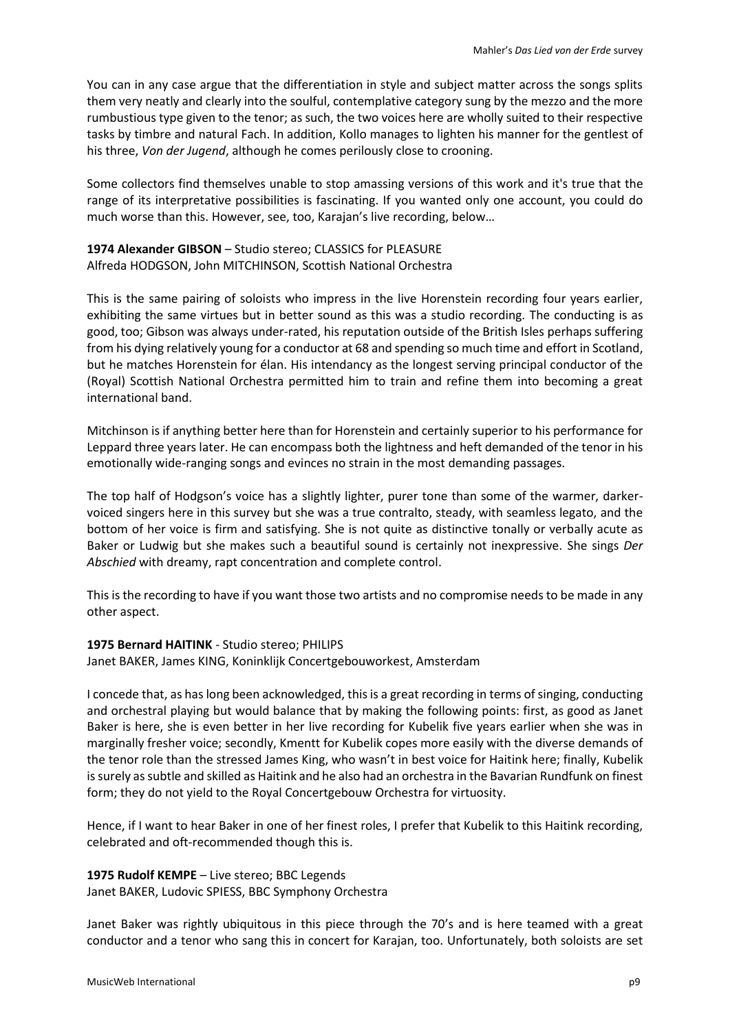You can in any case argue that the differentiation in style and subject matter across the songs splits them very neatly and clearly into the soulful, contemplative category sung by the mezzo and the more rumbustious type given to the tenor; as such, the two voices here are wholly suited to their respective tasks by timbre and natural Fach. In addition, Kollo manages to lighten his manner for the gentlest of his three, *Von der Jugend*, although he comes perilously close to crooning.

Some collectors find themselves unable to stop amassing versions of this work and it's true that the range of its interpretative possibilities is fascinating. If you wanted only one account, you could do much worse than this. However, see, too, Karajan's live recording, below…

**1974 Alexander GIBSON** – Studio stereo; CLASSICS for PLEASURE
Alfreda HODGSON, John MITCHINSON, Scottish National Orchestra

This is the same pairing of soloists who impress in the live Horenstein recording four years earlier, exhibiting the same virtues but in better sound as this was a studio recording. The conducting is as good, too; Gibson was always under-rated, his reputation outside of the British Isles perhaps suffering from his dying relatively young for a conductor at 68 and spending so much time and effort in Scotland, but he matches Horenstein for élan. His intendancy as the longest serving principal conductor of the (Royal) Scottish National Orchestra permitted him to train and refine them into becoming a great international band.

Mitchinson is if anything better here than for Horenstein and certainly superior to his performance for Leppard three years later. He can encompass both the lightness and heft demanded of the tenor in his emotionally wide-ranging songs and evinces no strain in the most demanding passages.

The top half of Hodgson's voice has a slightly lighter, purer tone than some of the warmer, darker-voiced singers here in this survey but she was a true contralto, steady, with seamless legato, and the bottom of her voice is firm and satisfying. She is not quite as distinctive tonally or verbally acute as Baker or Ludwig but she makes such a beautiful sound is certainly not inexpressive. She sings *Der Abschied* with dreamy, rapt concentration and complete control.

This is the recording to have if you want those two artists and no compromise needs to be made in any other aspect.

**1975 Bernard HAITINK** - Studio stereo; PHILIPS
Janet BAKER, James KING, Koninklijk Concertgebouworkest, Amsterdam

I concede that, as has long been acknowledged, this is a great recording in terms of singing, conducting and orchestral playing but would balance that by making the following points: first, as good as Janet Baker is here, she is even better in her live recording for Kubelik five years earlier when she was in marginally fresher voice; secondly, Kmentt for Kubelik copes more easily with the diverse demands of the tenor role than the stressed James King, who wasn't in best voice for Haitink here; finally, Kubelik is surely as subtle and skilled as Haitink and he also had an orchestra in the Bavarian Rundfunk on finest form; they do not yield to the Royal Concertgebouw Orchestra for virtuosity.

Hence, if I want to hear Baker in one of her finest roles, I prefer that Kubelik to this Haitink recording, celebrated and oft-recommended though this is.

**1975 Rudolf KEMPE** – Live stereo; BBC Legends
Janet BAKER, Ludovic SPIESS, BBC Symphony Orchestra

Janet Baker was rightly ubiquitous in this piece through the 70's and is here teamed with a great conductor and a tenor who sang this in concert for Karajan, too. Unfortunately, both soloists are set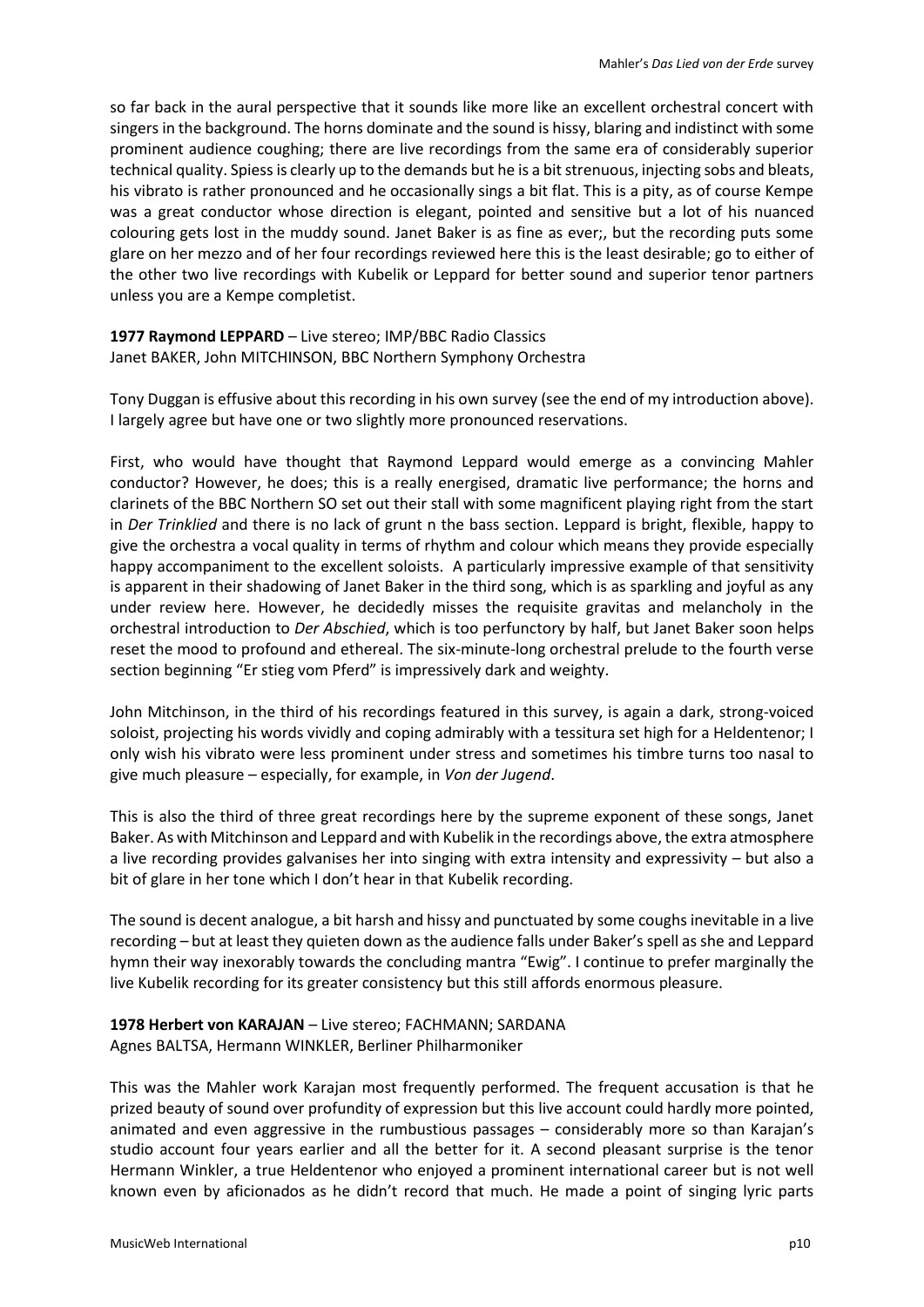so far back in the aural perspective that it sounds like more like an excellent orchestral concert with singers in the background. The horns dominate and the sound is hissy, blaring and indistinct with some prominent audience coughing; there are live recordings from the same era of considerably superior technical quality. Spiess is clearly up to the demands but he is a bit strenuous, injecting sobs and bleats, his vibrato is rather pronounced and he occasionally sings a bit flat. This is a pity, as of course Kempe was a great conductor whose direction is elegant, pointed and sensitive but a lot of his nuanced colouring gets lost in the muddy sound. Janet Baker is as fine as ever;, but the recording puts some glare on her mezzo and of her four recordings reviewed here this is the least desirable; go to either of the other two live recordings with Kubelik or Leppard for better sound and superior tenor partners unless you are a Kempe completist.

**1977 Raymond LEPPARD** – Live stereo; IMP/BBC Radio Classics
Janet BAKER, John MITCHINSON, BBC Northern Symphony Orchestra

Tony Duggan is effusive about this recording in his own survey (see the end of my introduction above). I largely agree but have one or two slightly more pronounced reservations.

First, who would have thought that Raymond Leppard would emerge as a convincing Mahler conductor? However, he does; this is a really energised, dramatic live performance; the horns and clarinets of the BBC Northern SO set out their stall with some magnificent playing right from the start in *Der Trinklied* and there is no lack of grunt n the bass section. Leppard is bright, flexible, happy to give the orchestra a vocal quality in terms of rhythm and colour which means they provide especially happy accompaniment to the excellent soloists. A particularly impressive example of that sensitivity is apparent in their shadowing of Janet Baker in the third song, which is as sparkling and joyful as any under review here. However, he decidedly misses the requisite gravitas and melancholy in the orchestral introduction to *Der Abschied*, which is too perfunctory by half, but Janet Baker soon helps reset the mood to profound and ethereal. The six-minute-long orchestral prelude to the fourth verse section beginning "Er stieg vom Pferd" is impressively dark and weighty.

John Mitchinson, in the third of his recordings featured in this survey, is again a dark, strong-voiced soloist, projecting his words vividly and coping admirably with a tessitura set high for a Heldentenor; I only wish his vibrato were less prominent under stress and sometimes his timbre turns too nasal to give much pleasure – especially, for example, in *Von der Jugend*.

This is also the third of three great recordings here by the supreme exponent of these songs, Janet Baker. As with Mitchinson and Leppard and with Kubelik in the recordings above, the extra atmosphere a live recording provides galvanises her into singing with extra intensity and expressivity – but also a bit of glare in her tone which I don't hear in that Kubelik recording.

The sound is decent analogue, a bit harsh and hissy and punctuated by some coughs inevitable in a live recording – but at least they quieten down as the audience falls under Baker's spell as she and Leppard hymn their way inexorably towards the concluding mantra "Ewig". I continue to prefer marginally the live Kubelik recording for its greater consistency but this still affords enormous pleasure.

**1978 Herbert von KARAJAN** – Live stereo; FACHMANN; SARDANA
Agnes BALTSA, Hermann WINKLER, Berliner Philharmoniker

This was the Mahler work Karajan most frequently performed. The frequent accusation is that he prized beauty of sound over profundity of expression but this live account could hardly more pointed, animated and even aggressive in the rumbustious passages – considerably more so than Karajan's studio account four years earlier and all the better for it. A second pleasant surprise is the tenor Hermann Winkler, a true Heldentenor who enjoyed a prominent international career but is not well known even by aficionados as he didn't record that much. He made a point of singing lyric parts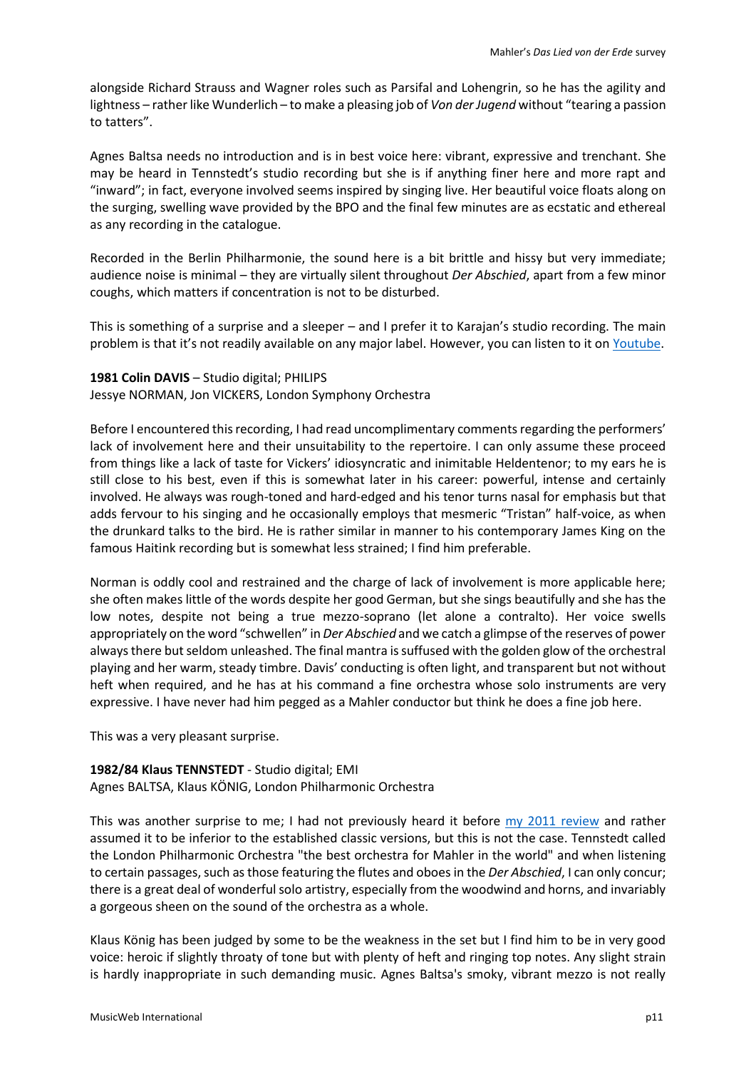alongside Richard Strauss and Wagner roles such as Parsifal and Lohengrin, so he has the agility and lightness – rather like Wunderlich – to make a pleasing job of *Von der Jugend* without "tearing a passion to tatters".

Agnes Baltsa needs no introduction and is in best voice here: vibrant, expressive and trenchant. She may be heard in Tennstedt's studio recording but she is if anything finer here and more rapt and "inward"; in fact, everyone involved seems inspired by singing live. Her beautiful voice floats along on the surging, swelling wave provided by the BPO and the final few minutes are as ecstatic and ethereal as any recording in the catalogue.

Recorded in the Berlin Philharmonie, the sound here is a bit brittle and hissy but very immediate; audience noise is minimal – they are virtually silent throughout *Der Abschied*, apart from a few minor coughs, which matters if concentration is not to be disturbed.

This is something of a surprise and a sleeper – and I prefer it to Karajan's studio recording. The main problem is that it's not readily available on any major label. However, you can listen to it on Youtube.

**1981 Colin DAVIS** – Studio digital; PHILIPS
Jessye NORMAN, Jon VICKERS, London Symphony Orchestra

Before I encountered this recording, I had read uncomplimentary comments regarding the performers' lack of involvement here and their unsuitability to the repertoire. I can only assume these proceed from things like a lack of taste for Vickers' idiosyncratic and inimitable Heldentenor; to my ears he is still close to his best, even if this is somewhat later in his career: powerful, intense and certainly involved. He always was rough-toned and hard-edged and his tenor turns nasal for emphasis but that adds fervour to his singing and he occasionally employs that mesmeric "Tristan" half-voice, as when the drunkard talks to the bird. He is rather similar in manner to his contemporary James King on the famous Haitink recording but is somewhat less strained; I find him preferable.

Norman is oddly cool and restrained and the charge of lack of involvement is more applicable here; she often makes little of the words despite her good German, but she sings beautifully and she has the low notes, despite not being a true mezzo-soprano (let alone a contralto). Her voice swells appropriately on the word "schwellen" in *Der Abschied* and we catch a glimpse of the reserves of power always there but seldom unleashed. The final mantra is suffused with the golden glow of the orchestral playing and her warm, steady timbre. Davis' conducting is often light, and transparent but not without heft when required, and he has at his command a fine orchestra whose solo instruments are very expressive. I have never had him pegged as a Mahler conductor but think he does a fine job here.

This was a very pleasant surprise.

**1982/84 Klaus TENNSTEDT** - Studio digital; EMI
Agnes BALTSA, Klaus KÖNIG, London Philharmonic Orchestra

This was another surprise to me; I had not previously heard it before my 2011 review and rather assumed it to be inferior to the established classic versions, but this is not the case. Tennstedt called the London Philharmonic Orchestra "the best orchestra for Mahler in the world" and when listening to certain passages, such as those featuring the flutes and oboes in the *Der Abschied*, I can only concur; there is a great deal of wonderful solo artistry, especially from the woodwind and horns, and invariably a gorgeous sheen on the sound of the orchestra as a whole.

Klaus König has been judged by some to be the weakness in the set but I find him to be in very good voice: heroic if slightly throaty of tone but with plenty of heft and ringing top notes. Any slight strain is hardly inappropriate in such demanding music. Agnes Baltsa's smoky, vibrant mezzo is not really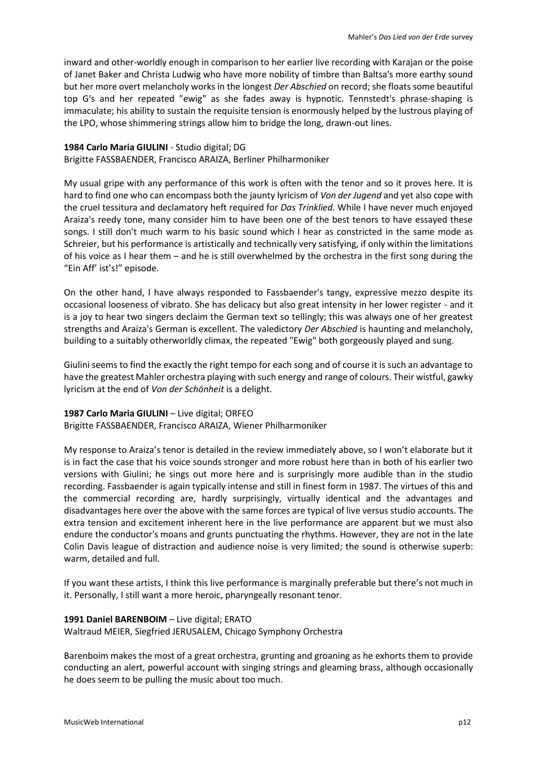inward and other-worldly enough in comparison to her earlier live recording with Karajan or the poise of Janet Baker and Christa Ludwig who have more nobility of timbre than Baltsa's more earthy sound but her more overt melancholy works in the longest *Der Abschied* on record; she floats some beautiful top G's and her repeated "ewig" as she fades away is hypnotic. Tennstedt's phrase-shaping is immaculate; his ability to sustain the requisite tension is enormously helped by the lustrous playing of the LPO, whose shimmering strings allow him to bridge the long, drawn-out lines.

**1984 Carlo Maria GIULINI** - Studio digital; DG
Brigitte FASSBAENDER, Francisco ARAIZA, Berliner Philharmoniker

My usual gripe with any performance of this work is often with the tenor and so it proves here. It is hard to find one who can encompass both the jaunty lyricism of *Von der Jugend* and yet also cope with the cruel tessitura and declamatory heft required for *Das Trinklied*. While I have never much enjoyed Araiza's reedy tone, many consider him to have been one of the best tenors to have essayed these songs. I still don't much warm to his basic sound which I hear as constricted in the same mode as Schreier, but his performance is artistically and technically very satisfying, if only within the limitations of his voice as I hear them – and he is still overwhelmed by the orchestra in the first song during the "Ein Aff' ist's!" episode.

On the other hand, I have always responded to Fassbaender's tangy, expressive mezzo despite its occasional looseness of vibrato. She has delicacy but also great intensity in her lower register - and it is a joy to hear two singers declaim the German text so tellingly; this was always one of her greatest strengths and Araiza's German is excellent. The valedictory *Der Abschied* is haunting and melancholy, building to a suitably otherworldly climax, the repeated "Ewig" both gorgeously played and sung.

Giulini seems to find the exactly the right tempo for each song and of course it is such an advantage to have the greatest Mahler orchestra playing with such energy and range of colours. Their wistful, gawky lyricism at the end of *Von der Schönheit* is a delight.

**1987 Carlo Maria GIULINI** – Live digital; ORFEO
Brigitte FASSBAENDER, Francisco ARAIZA, Wiener Philharmoniker

My response to Araiza's tenor is detailed in the review immediately above, so I won't elaborate but it is in fact the case that his voice sounds stronger and more robust here than in both of his earlier two versions with Giulini; he sings out more here and is surprisingly more audible than in the studio recording. Fassbaender is again typically intense and still in finest form in 1987. The virtues of this and the commercial recording are, hardly surprisingly, virtually identical and the advantages and disadvantages here over the above with the same forces are typical of live versus studio accounts. The extra tension and excitement inherent here in the live performance are apparent but we must also endure the conductor's moans and grunts punctuating the rhythms. However, they are not in the late Colin Davis league of distraction and audience noise is very limited; the sound is otherwise superb: warm, detailed and full.

If you want these artists, I think this live performance is marginally preferable but there's not much in it. Personally, I still want a more heroic, pharyngeally resonant tenor.

**1991 Daniel BARENBOIM** – Live digital; ERATO
Waltraud MEIER, Siegfried JERUSALEM, Chicago Symphony Orchestra

Barenboim makes the most of a great orchestra, grunting and groaning as he exhorts them to provide conducting an alert, powerful account with singing strings and gleaming brass, although occasionally he does seem to be pulling the music about too much.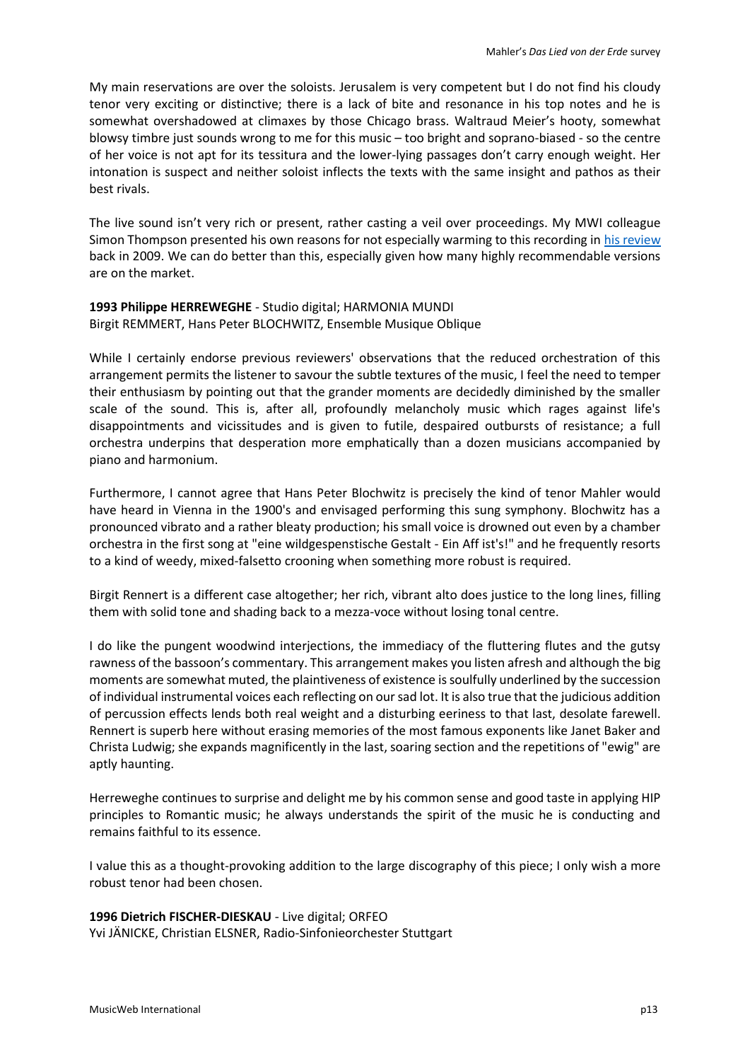My main reservations are over the soloists. Jerusalem is very competent but I do not find his cloudy tenor very exciting or distinctive; there is a lack of bite and resonance in his top notes and he is somewhat overshadowed at climaxes by those Chicago brass. Waltraud Meier's hooty, somewhat blowsy timbre just sounds wrong to me for this music – too bright and soprano-biased - so the centre of her voice is not apt for its tessitura and the lower-lying passages don't carry enough weight. Her intonation is suspect and neither soloist inflects the texts with the same insight and pathos as their best rivals.

The live sound isn't very rich or present, rather casting a veil over proceedings. My MWI colleague Simon Thompson presented his own reasons for not especially warming to this recording in his review back in 2009. We can do better than this, especially given how many highly recommendable versions are on the market.

**1993 Philippe HERREWEGHE** - Studio digital; HARMONIA MUNDI
Birgit REMMERT, Hans Peter BLOCHWITZ, Ensemble Musique Oblique

While I certainly endorse previous reviewers' observations that the reduced orchestration of this arrangement permits the listener to savour the subtle textures of the music, I feel the need to temper their enthusiasm by pointing out that the grander moments are decidedly diminished by the smaller scale of the sound. This is, after all, profoundly melancholy music which rages against life's disappointments and vicissitudes and is given to futile, despaired outbursts of resistance; a full orchestra underpins that desperation more emphatically than a dozen musicians accompanied by piano and harmonium.

Furthermore, I cannot agree that Hans Peter Blochwitz is precisely the kind of tenor Mahler would have heard in Vienna in the 1900's and envisaged performing this sung symphony. Blochwitz has a pronounced vibrato and a rather bleaty production; his small voice is drowned out even by a chamber orchestra in the first song at "eine wildgespenstische Gestalt - Ein Aff ist's!" and he frequently resorts to a kind of weedy, mixed-falsetto crooning when something more robust is required.

Birgit Rennert is a different case altogether; her rich, vibrant alto does justice to the long lines, filling them with solid tone and shading back to a mezza-voce without losing tonal centre.

I do like the pungent woodwind interjections, the immediacy of the fluttering flutes and the gutsy rawness of the bassoon's commentary. This arrangement makes you listen afresh and although the big moments are somewhat muted, the plaintiveness of existence is soulfully underlined by the succession of individual instrumental voices each reflecting on our sad lot. It is also true that the judicious addition of percussion effects lends both real weight and a disturbing eeriness to that last, desolate farewell. Rennert is superb here without erasing memories of the most famous exponents like Janet Baker and Christa Ludwig; she expands magnificently in the last, soaring section and the repetitions of "ewig" are aptly haunting.

Herreweghe continues to surprise and delight me by his common sense and good taste in applying HIP principles to Romantic music; he always understands the spirit of the music he is conducting and remains faithful to its essence.

I value this as a thought-provoking addition to the large discography of this piece; I only wish a more robust tenor had been chosen.

**1996 Dietrich FISCHER-DIESKAU** - Live digital; ORFEO
Yvi JÄNICKE, Christian ELSNER, Radio-Sinfonieorchester Stuttgart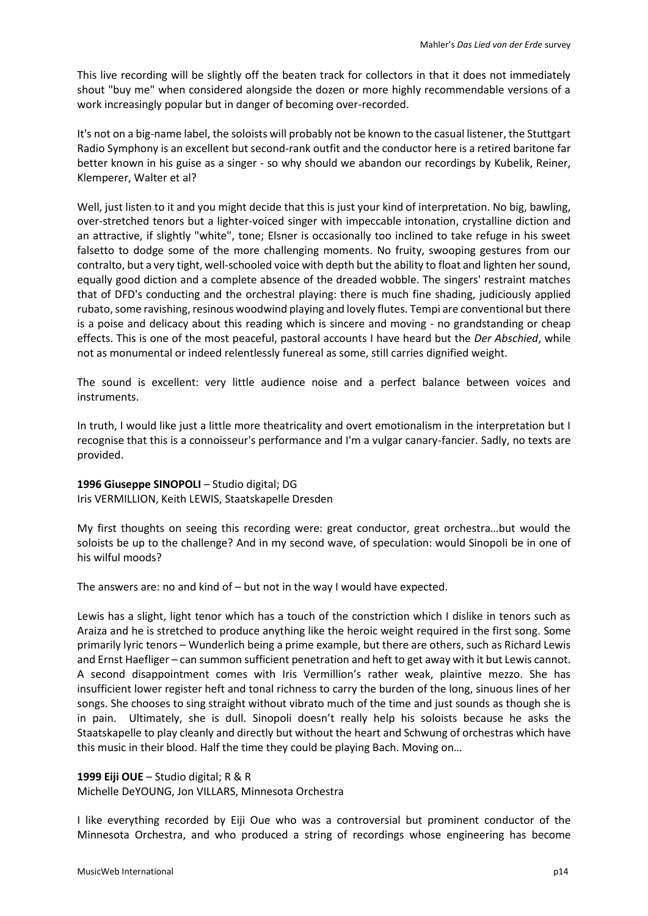This live recording will be slightly off the beaten track for collectors in that it does not immediately shout "buy me" when considered alongside the dozen or more highly recommendable versions of a work increasingly popular but in danger of becoming over-recorded.

It's not on a big-name label, the soloists will probably not be known to the casual listener, the Stuttgart Radio Symphony is an excellent but second-rank outfit and the conductor here is a retired baritone far better known in his guise as a singer - so why should we abandon our recordings by Kubelik, Reiner, Klemperer, Walter et al?

Well, just listen to it and you might decide that this is just your kind of interpretation. No big, bawling, over-stretched tenors but a lighter-voiced singer with impeccable intonation, crystalline diction and an attractive, if slightly "white", tone; Elsner is occasionally too inclined to take refuge in his sweet falsetto to dodge some of the more challenging moments. No fruity, swooping gestures from our contralto, but a very tight, well-schooled voice with depth but the ability to float and lighten her sound, equally good diction and a complete absence of the dreaded wobble. The singers' restraint matches that of DFD's conducting and the orchestral playing: there is much fine shading, judiciously applied rubato, some ravishing, resinous woodwind playing and lovely flutes. Tempi are conventional but there is a poise and delicacy about this reading which is sincere and moving - no grandstanding or cheap effects. This is one of the most peaceful, pastoral accounts I have heard but the *Der Abschied*, while not as monumental or indeed relentlessly funereal as some, still carries dignified weight.

The sound is excellent: very little audience noise and a perfect balance between voices and instruments.

In truth, I would like just a little more theatricality and overt emotionalism in the interpretation but I recognise that this is a connoisseur's performance and I'm a vulgar canary-fancier. Sadly, no texts are provided.

**1996 Giuseppe SINOPOLI** – Studio digital; DG
Iris VERMILLION, Keith LEWIS, Staatskapelle Dresden

My first thoughts on seeing this recording were: great conductor, great orchestra…but would the soloists be up to the challenge? And in my second wave, of speculation: would Sinopoli be in one of his wilful moods?

The answers are: no and kind of – but not in the way I would have expected.

Lewis has a slight, light tenor which has a touch of the constriction which I dislike in tenors such as Araiza and he is stretched to produce anything like the heroic weight required in the first song. Some primarily lyric tenors – Wunderlich being a prime example, but there are others, such as Richard Lewis and Ernst Haefliger – can summon sufficient penetration and heft to get away with it but Lewis cannot. A second disappointment comes with Iris Vermillion's rather weak, plaintive mezzo. She has insufficient lower register heft and tonal richness to carry the burden of the long, sinuous lines of her songs. She chooses to sing straight without vibrato much of the time and just sounds as though she is in pain. Ultimately, she is dull. Sinopoli doesn't really help his soloists because he asks the Staatskapelle to play cleanly and directly but without the heart and Schwung of orchestras which have this music in their blood. Half the time they could be playing Bach. Moving on…

**1999 Eiji OUE** – Studio digital; R & R
Michelle DeYOUNG, Jon VILLARS, Minnesota Orchestra

I like everything recorded by Eiji Oue who was a controversial but prominent conductor of the Minnesota Orchestra, and who produced a string of recordings whose engineering has become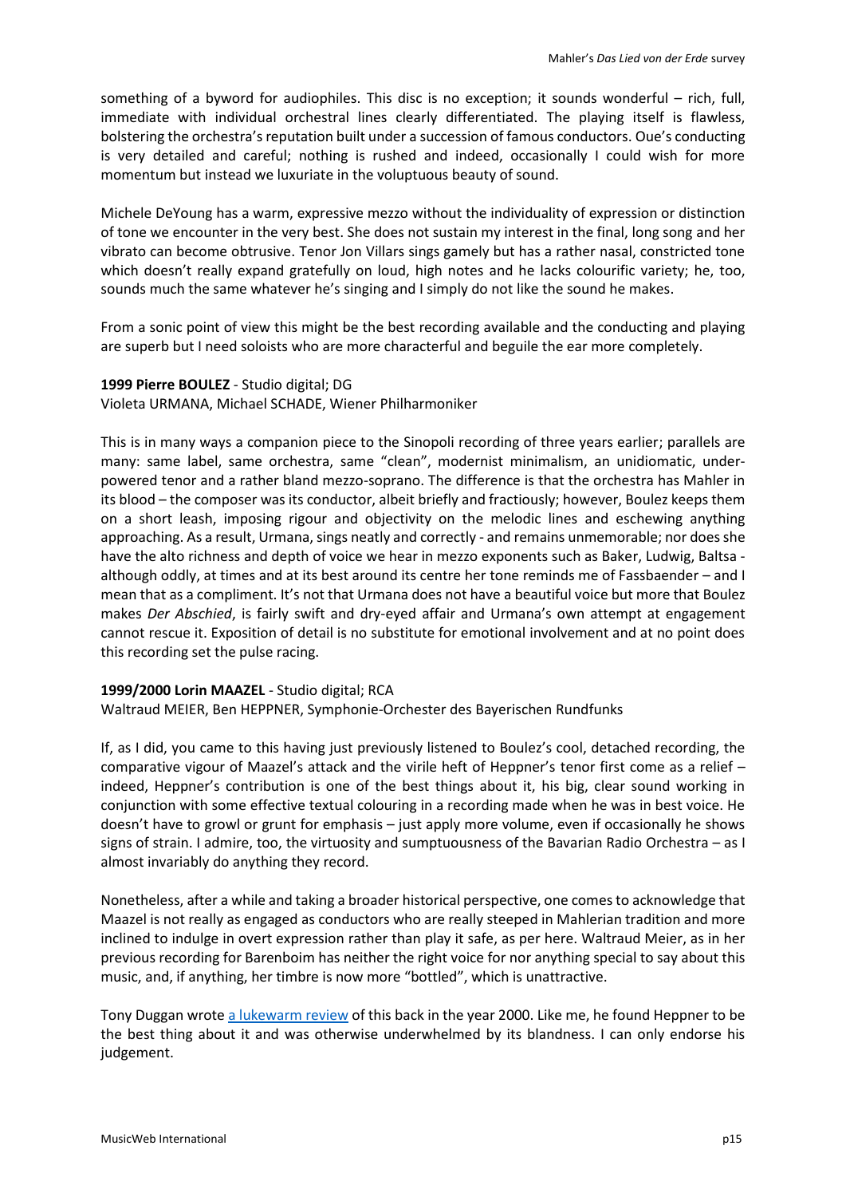something of a byword for audiophiles. This disc is no exception; it sounds wonderful – rich, full, immediate with individual orchestral lines clearly differentiated. The playing itself is flawless, bolstering the orchestra's reputation built under a succession of famous conductors. Oue's conducting is very detailed and careful; nothing is rushed and indeed, occasionally I could wish for more momentum but instead we luxuriate in the voluptuous beauty of sound.

Michele DeYoung has a warm, expressive mezzo without the individuality of expression or distinction of tone we encounter in the very best. She does not sustain my interest in the final, long song and her vibrato can become obtrusive. Tenor Jon Villars sings gamely but has a rather nasal, constricted tone which doesn't really expand gratefully on loud, high notes and he lacks colourific variety; he, too, sounds much the same whatever he's singing and I simply do not like the sound he makes.

From a sonic point of view this might be the best recording available and the conducting and playing are superb but I need soloists who are more characterful and beguile the ear more completely.

**1999 Pierre BOULEZ** - Studio digital; DG
Violeta URMANA, Michael SCHADE, Wiener Philharmoniker

This is in many ways a companion piece to the Sinopoli recording of three years earlier; parallels are many: same label, same orchestra, same "clean", modernist minimalism, an unidiomatic, under-powered tenor and a rather bland mezzo-soprano. The difference is that the orchestra has Mahler in its blood – the composer was its conductor, albeit briefly and fractiously; however, Boulez keeps them on a short leash, imposing rigour and objectivity on the melodic lines and eschewing anything approaching. As a result, Urmana, sings neatly and correctly - and remains unmemorable; nor does she have the alto richness and depth of voice we hear in mezzo exponents such as Baker, Ludwig, Baltsa - although oddly, at times and at its best around its centre her tone reminds me of Fassbaender – and I mean that as a compliment. It's not that Urmana does not have a beautiful voice but more that Boulez makes *Der Abschied*, is fairly swift and dry-eyed affair and Urmana's own attempt at engagement cannot rescue it. Exposition of detail is no substitute for emotional involvement and at no point does this recording set the pulse racing.

**1999/2000 Lorin MAAZEL** - Studio digital; RCA
Waltraud MEIER, Ben HEPPNER, Symphonie-Orchester des Bayerischen Rundfunks

If, as I did, you came to this having just previously listened to Boulez's cool, detached recording, the comparative vigour of Maazel's attack and the virile heft of Heppner's tenor first come as a relief – indeed, Heppner's contribution is one of the best things about it, his big, clear sound working in conjunction with some effective textual colouring in a recording made when he was in best voice. He doesn't have to growl or grunt for emphasis – just apply more volume, even if occasionally he shows signs of strain. I admire, too, the virtuosity and sumptuousness of the Bavarian Radio Orchestra – as I almost invariably do anything they record.

Nonetheless, after a while and taking a broader historical perspective, one comes to acknowledge that Maazel is not really as engaged as conductors who are really steeped in Mahlerian tradition and more inclined to indulge in overt expression rather than play it safe, as per here. Waltraud Meier, as in her previous recording for Barenboim has neither the right voice for nor anything special to say about this music, and, if anything, her timbre is now more "bottled", which is unattractive.

Tony Duggan wrote a lukewarm review of this back in the year 2000. Like me, he found Heppner to be the best thing about it and was otherwise underwhelmed by its blandness. I can only endorse his judgement.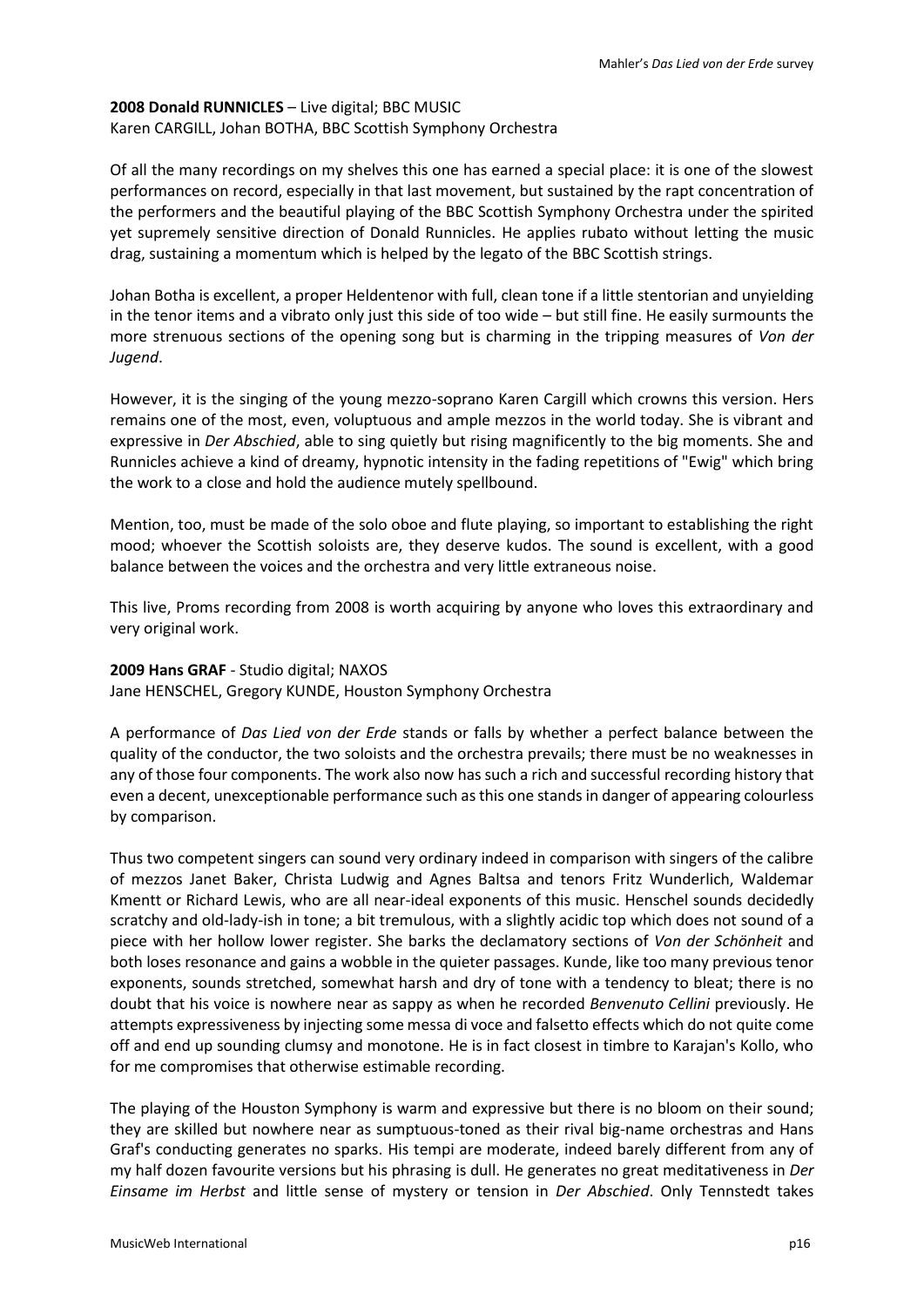**2008 Donald RUNNICLES** – Live digital; BBC MUSIC
Karen CARGILL, Johan BOTHA, BBC Scottish Symphony Orchestra

Of all the many recordings on my shelves this one has earned a special place: it is one of the slowest performances on record, especially in that last movement, but sustained by the rapt concentration of the performers and the beautiful playing of the BBC Scottish Symphony Orchestra under the spirited yet supremely sensitive direction of Donald Runnicles. He applies rubato without letting the music drag, sustaining a momentum which is helped by the legato of the BBC Scottish strings.

Johan Botha is excellent, a proper Heldentenor with full, clean tone if a little stentorian and unyielding in the tenor items and a vibrato only just this side of too wide – but still fine. He easily surmounts the more strenuous sections of the opening song but is charming in the tripping measures of *Von der Jugend*.

However, it is the singing of the young mezzo-soprano Karen Cargill which crowns this version. Hers remains one of the most, even, voluptuous and ample mezzos in the world today. She is vibrant and expressive in *Der Abschied*, able to sing quietly but rising magnificently to the big moments. She and Runnicles achieve a kind of dreamy, hypnotic intensity in the fading repetitions of "Ewig" which bring the work to a close and hold the audience mutely spellbound.

Mention, too, must be made of the solo oboe and flute playing, so important to establishing the right mood; whoever the Scottish soloists are, they deserve kudos. The sound is excellent, with a good balance between the voices and the orchestra and very little extraneous noise.

This live, Proms recording from 2008 is worth acquiring by anyone who loves this extraordinary and very original work.

**2009 Hans GRAF** - Studio digital; NAXOS
Jane HENSCHEL, Gregory KUNDE, Houston Symphony Orchestra

A performance of *Das Lied von der Erde* stands or falls by whether a perfect balance between the quality of the conductor, the two soloists and the orchestra prevails; there must be no weaknesses in any of those four components. The work also now has such a rich and successful recording history that even a decent, unexceptionable performance such as this one stands in danger of appearing colourless by comparison.

Thus two competent singers can sound very ordinary indeed in comparison with singers of the calibre of mezzos Janet Baker, Christa Ludwig and Agnes Baltsa and tenors Fritz Wunderlich, Waldemar Kmentt or Richard Lewis, who are all near-ideal exponents of this music. Henschel sounds decidedly scratchy and old-lady-ish in tone; a bit tremulous, with a slightly acidic top which does not sound of a piece with her hollow lower register. She barks the declamatory sections of *Von der Schönheit* and both loses resonance and gains a wobble in the quieter passages. Kunde, like too many previous tenor exponents, sounds stretched, somewhat harsh and dry of tone with a tendency to bleat; there is no doubt that his voice is nowhere near as sappy as when he recorded *Benvenuto Cellini* previously. He attempts expressiveness by injecting some messa di voce and falsetto effects which do not quite come off and end up sounding clumsy and monotone. He is in fact closest in timbre to Karajan's Kollo, who for me compromises that otherwise estimable recording.

The playing of the Houston Symphony is warm and expressive but there is no bloom on their sound; they are skilled but nowhere near as sumptuous-toned as their rival big-name orchestras and Hans Graf's conducting generates no sparks. His tempi are moderate, indeed barely different from any of my half dozen favourite versions but his phrasing is dull. He generates no great meditativeness in *Der Einsame im Herbst* and little sense of mystery or tension in *Der Abschied*. Only Tennstedt takes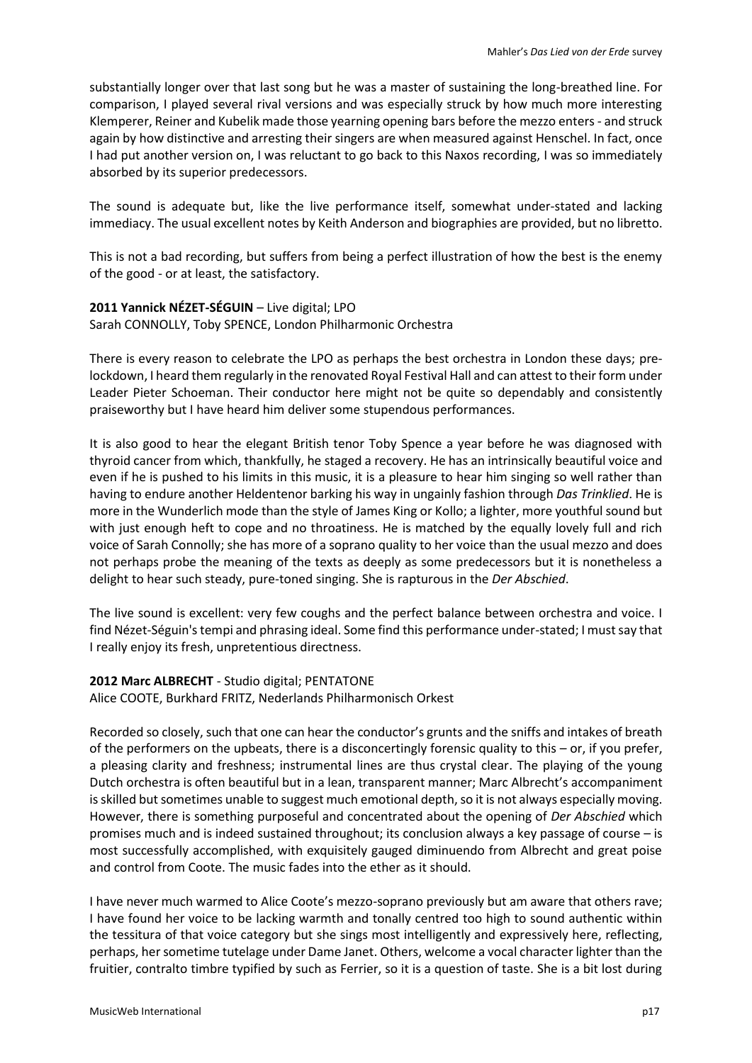substantially longer over that last song but he was a master of sustaining the long-breathed line. For comparison, I played several rival versions and was especially struck by how much more interesting Klemperer, Reiner and Kubelik made those yearning opening bars before the mezzo enters - and struck again by how distinctive and arresting their singers are when measured against Henschel. In fact, once I had put another version on, I was reluctant to go back to this Naxos recording, I was so immediately absorbed by its superior predecessors.

The sound is adequate but, like the live performance itself, somewhat under-stated and lacking immediacy. The usual excellent notes by Keith Anderson and biographies are provided, but no libretto.

This is not a bad recording, but suffers from being a perfect illustration of how the best is the enemy of the good - or at least, the satisfactory.

**2011 Yannick NÉZET-SÉGUIN** – Live digital; LPO
Sarah CONNOLLY, Toby SPENCE, London Philharmonic Orchestra

There is every reason to celebrate the LPO as perhaps the best orchestra in London these days; pre-lockdown, I heard them regularly in the renovated Royal Festival Hall and can attest to their form under Leader Pieter Schoeman. Their conductor here might not be quite so dependably and consistently praiseworthy but I have heard him deliver some stupendous performances.

It is also good to hear the elegant British tenor Toby Spence a year before he was diagnosed with thyroid cancer from which, thankfully, he staged a recovery. He has an intrinsically beautiful voice and even if he is pushed to his limits in this music, it is a pleasure to hear him singing so well rather than having to endure another Heldentenor barking his way in ungainly fashion through *Das Trinklied*. He is more in the Wunderlich mode than the style of James King or Kollo; a lighter, more youthful sound but with just enough heft to cope and no throatiness. He is matched by the equally lovely full and rich voice of Sarah Connolly; she has more of a soprano quality to her voice than the usual mezzo and does not perhaps probe the meaning of the texts as deeply as some predecessors but it is nonetheless a delight to hear such steady, pure-toned singing. She is rapturous in the *Der Abschied*.

The live sound is excellent: very few coughs and the perfect balance between orchestra and voice. I find Nézet-Séguin's tempi and phrasing ideal. Some find this performance under-stated; I must say that I really enjoy its fresh, unpretentious directness.

**2012 Marc ALBRECHT** - Studio digital; PENTATONE
Alice COOTE, Burkhard FRITZ, Nederlands Philharmonisch Orkest

Recorded so closely, such that one can hear the conductor's grunts and the sniffs and intakes of breath of the performers on the upbeats, there is a disconcertingly forensic quality to this – or, if you prefer, a pleasing clarity and freshness; instrumental lines are thus crystal clear. The playing of the young Dutch orchestra is often beautiful but in a lean, transparent manner; Marc Albrecht's accompaniment is skilled but sometimes unable to suggest much emotional depth, so it is not always especially moving. However, there is something purposeful and concentrated about the opening of *Der Abschied* which promises much and is indeed sustained throughout; its conclusion always a key passage of course – is most successfully accomplished, with exquisitely gauged diminuendo from Albrecht and great poise and control from Coote. The music fades into the ether as it should.

I have never much warmed to Alice Coote's mezzo-soprano previously but am aware that others rave; I have found her voice to be lacking warmth and tonally centred too high to sound authentic within the tessitura of that voice category but she sings most intelligently and expressively here, reflecting, perhaps, her sometime tutelage under Dame Janet. Others, welcome a vocal character lighter than the fruitier, contralto timbre typified by such as Ferrier, so it is a question of taste. She is a bit lost during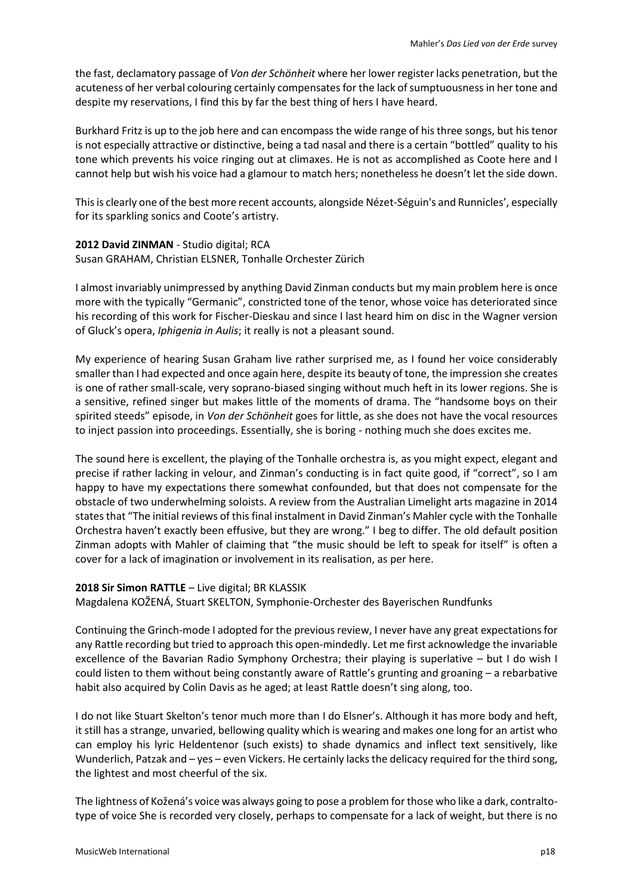the fast, declamatory passage of *Von der Schönheit* where her lower register lacks penetration, but the acuteness of her verbal colouring certainly compensates for the lack of sumptuousness in her tone and despite my reservations, I find this by far the best thing of hers I have heard.

Burkhard Fritz is up to the job here and can encompass the wide range of his three songs, but his tenor is not especially attractive or distinctive, being a tad nasal and there is a certain "bottled" quality to his tone which prevents his voice ringing out at climaxes. He is not as accomplished as Coote here and I cannot help but wish his voice had a glamour to match hers; nonetheless he doesn't let the side down.

This is clearly one of the best more recent accounts, alongside Nézet-Séguin's and Runnicles', especially for its sparkling sonics and Coote's artistry.

**2012 David ZINMAN** - Studio digital; RCA
Susan GRAHAM, Christian ELSNER, Tonhalle Orchester Zürich

I almost invariably unimpressed by anything David Zinman conducts but my main problem here is once more with the typically "Germanic", constricted tone of the tenor, whose voice has deteriorated since his recording of this work for Fischer-Dieskau and since I last heard him on disc in the Wagner version of Gluck's opera, *Iphigenia in Aulis*; it really is not a pleasant sound.

My experience of hearing Susan Graham live rather surprised me, as I found her voice considerably smaller than I had expected and once again here, despite its beauty of tone, the impression she creates is one of rather small-scale, very soprano-biased singing without much heft in its lower regions. She is a sensitive, refined singer but makes little of the moments of drama. The "handsome boys on their spirited steeds" episode, in *Von der Schönheit* goes for little, as she does not have the vocal resources to inject passion into proceedings. Essentially, she is boring - nothing much she does excites me.

The sound here is excellent, the playing of the Tonhalle orchestra is, as you might expect, elegant and precise if rather lacking in velour, and Zinman's conducting is in fact quite good, if "correct", so I am happy to have my expectations there somewhat confounded, but that does not compensate for the obstacle of two underwhelming soloists. A review from the Australian Limelight arts magazine in 2014 states that "The initial reviews of this final instalment in David Zinman's Mahler cycle with the Tonhalle Orchestra haven't exactly been effusive, but they are wrong." I beg to differ. The old default position Zinman adopts with Mahler of claiming that "the music should be left to speak for itself" is often a cover for a lack of imagination or involvement in its realisation, as per here.

**2018 Sir Simon RATTLE** – Live digital; BR KLASSIK
Magdalena KOŽENÁ, Stuart SKELTON, Symphonie-Orchester des Bayerischen Rundfunks

Continuing the Grinch-mode I adopted for the previous review, I never have any great expectations for any Rattle recording but tried to approach this open-mindedly. Let me first acknowledge the invariable excellence of the Bavarian Radio Symphony Orchestra; their playing is superlative – but I do wish I could listen to them without being constantly aware of Rattle's grunting and groaning – a rebarbative habit also acquired by Colin Davis as he aged; at least Rattle doesn't sing along, too.

I do not like Stuart Skelton's tenor much more than I do Elsner's. Although it has more body and heft, it still has a strange, unvaried, bellowing quality which is wearing and makes one long for an artist who can employ his lyric Heldentenor (such exists) to shade dynamics and inflect text sensitively, like Wunderlich, Patzak and – yes – even Vickers. He certainly lacks the delicacy required for the third song, the lightest and most cheerful of the six.

The lightness of Kožená's voice was always going to pose a problem for those who like a dark, contralto-type of voice She is recorded very closely, perhaps to compensate for a lack of weight, but there is no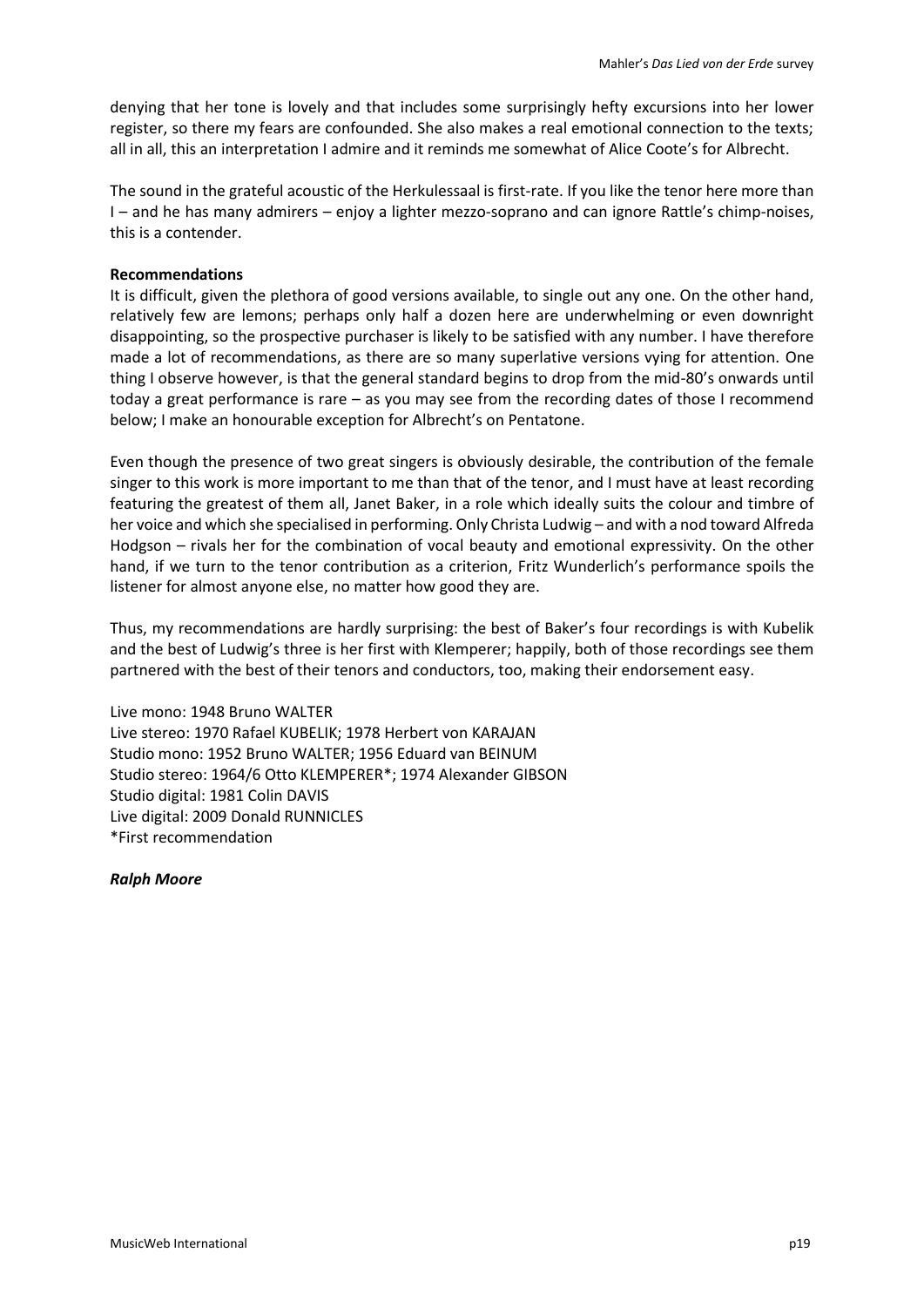denying that her tone is lovely and that includes some surprisingly hefty excursions into her lower register, so there my fears are confounded. She also makes a real emotional connection to the texts; all in all, this an interpretation I admire and it reminds me somewhat of Alice Coote's for Albrecht.

The sound in the grateful acoustic of the Herkulessaal is first-rate. If you like the tenor here more than I – and he has many admirers – enjoy a lighter mezzo-soprano and can ignore Rattle's chimp-noises, this is a contender.

**Recommendations**

It is difficult, given the plethora of good versions available, to single out any one. On the other hand, relatively few are lemons; perhaps only half a dozen here are underwhelming or even downright disappointing, so the prospective purchaser is likely to be satisfied with any number. I have therefore made a lot of recommendations, as there are so many superlative versions vying for attention. One thing I observe however, is that the general standard begins to drop from the mid-80's onwards until today a great performance is rare – as you may see from the recording dates of those I recommend below; I make an honourable exception for Albrecht's on Pentatone.

Even though the presence of two great singers is obviously desirable, the contribution of the female singer to this work is more important to me than that of the tenor, and I must have at least recording featuring the greatest of them all, Janet Baker, in a role which ideally suits the colour and timbre of her voice and which she specialised in performing. Only Christa Ludwig – and with a nod toward Alfreda Hodgson – rivals her for the combination of vocal beauty and emotional expressivity. On the other hand, if we turn to the tenor contribution as a criterion, Fritz Wunderlich's performance spoils the listener for almost anyone else, no matter how good they are.

Thus, my recommendations are hardly surprising: the best of Baker's four recordings is with Kubelik and the best of Ludwig's three is her first with Klemperer; happily, both of those recordings see them partnered with the best of their tenors and conductors, too, making their endorsement easy.

Live mono: 1948 Bruno WALTER
Live stereo: 1970 Rafael KUBELIK; 1978 Herbert von KARAJAN
Studio mono: 1952 Bruno WALTER; 1956 Eduard van BEINUM
Studio stereo: 1964/6 Otto KLEMPERER*; 1974 Alexander GIBSON
Studio digital: 1981 Colin DAVIS
Live digital: 2009 Donald RUNNICLES
*First recommendation

***Ralph Moore***